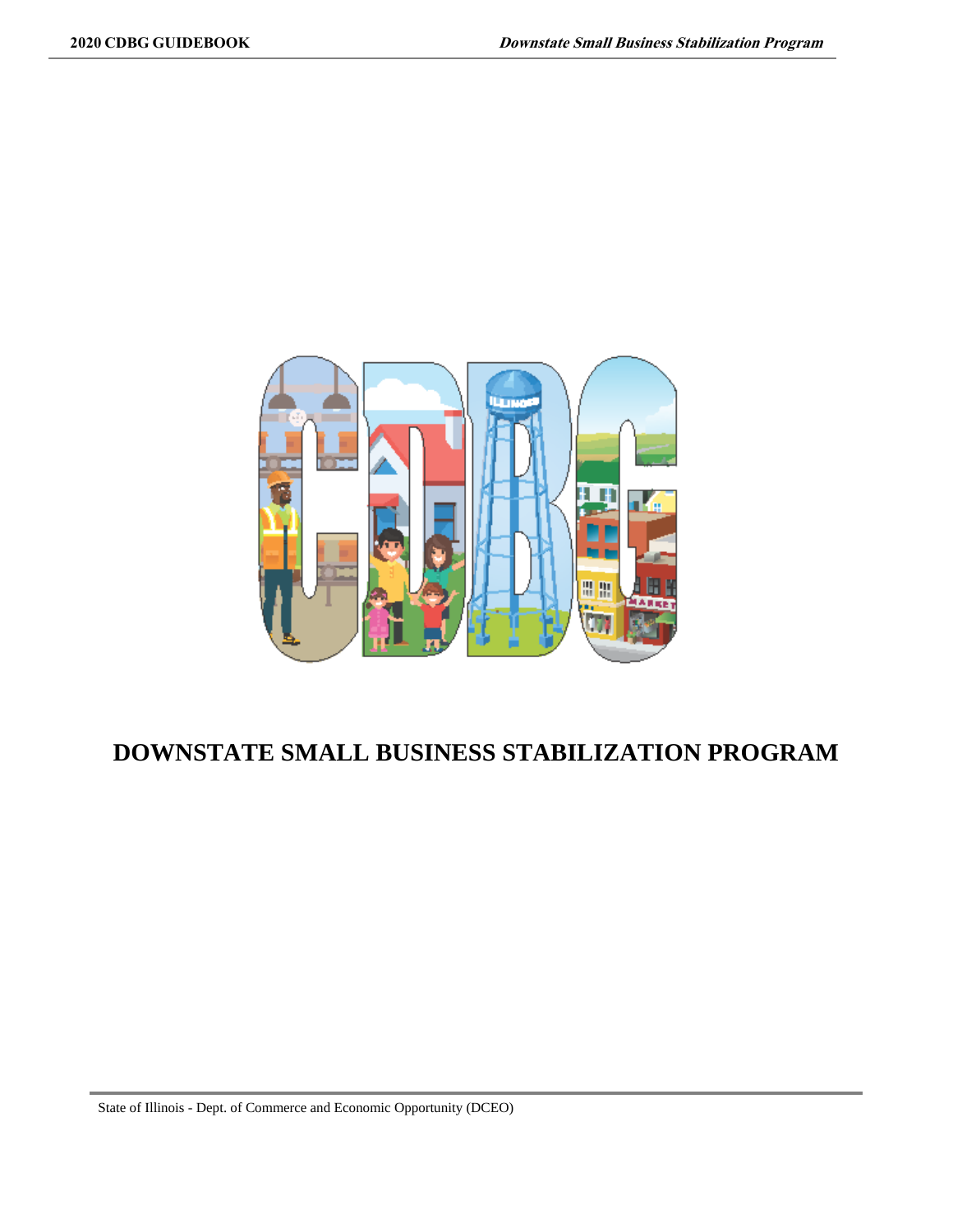# DOWNSTATE SMALL BUSINESS STABILIZATION PROGRAM

State of Illinois - Dept. of Commerce and Economic Opportunity (DCEO)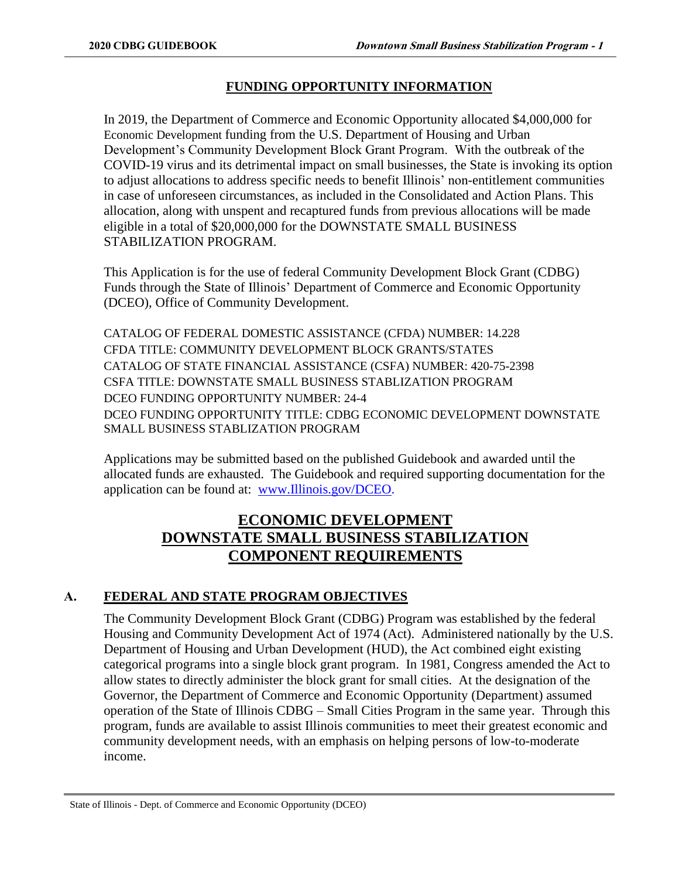## FUNDING OPPORTUNITY INFORMATION

In 2019, the Department of Commerce and Economic Opportunity allocated $4,000,000 for Economic Development funding from the U.S. Department of Housing and Urban Development's Community Development Block Grant Program. With the outbreak of the COVID-19 virus and its detrimental impact on small businesses, the State is invoking its option to adjust allocations to address specific needs to benefit Illinois' non-entitlement communities in case of unforeseen circumstances, as included in the Consolidated and Action Plans. This allocation, along with unspent and recaptured funds from previous allocations will be made eligible in a total of $20,000,000 for the DOWNSTATE SMALL BUSINESS STABILIZATION PROGRAM.

This Application is for the use of federal Community Development Block Grant (CDBG) Funds through the State of Illinois' Department of Commerce and Economic Opportunity (DCEO), Office of Community Development.

CATALOG OF FEDERAL DOMESTIC ASSISTANCE (CFDA) NUMBER: 14.228
CFDA TITLE: COMMUNITY DEVELOPMENT BLOCK GRANTS/STATES
CATALOG OF STATE FINANCIAL ASSISTANCE (CSFA) NUMBER: 420-75-2398
CSFA TITLE: DOWNSTATE SMALL BUSINESS STABLIZATION PROGRAM
DCEO FUNDING OPPORTUNITY NUMBER: 24-4
DCEO FUNDING OPPORTUNITY TITLE: CDBG ECONOMIC DEVELOPMENT DOWNSTATE SMALL BUSINESS STABLIZATION PROGRAM

Applications may be submitted based on the published Guidebook and awarded until the allocated funds are exhausted. The Guidebook and required supporting documentation for the application can be found at: [www.Illinois.gov/DCEO](www.Illinois.gov/DCEO).

# ECONOMIC DEVELOPMENT DOWNSTATE SMALL BUSINESS STABILIZATION COMPONENT REQUIREMENTS

## A. FEDERAL AND STATE PROGRAM OBJECTIVES

The Community Development Block Grant (CDBG) Program was established by the federal Housing and Community Development Act of 1974 (Act). Administered nationally by the U.S. Department of Housing and Urban Development (HUD), the Act combined eight existing categorical programs into a single block grant program. In 1981, Congress amended the Act to allow states to directly administer the block grant for small cities. At the designation of the Governor, the Department of Commerce and Economic Opportunity (Department) assumed operation of the State of Illinois CDBG – Small Cities Program in the same year. Through this program, funds are available to assist Illinois communities to meet their greatest economic and community development needs, with an emphasis on helping persons of low-to-moderate income.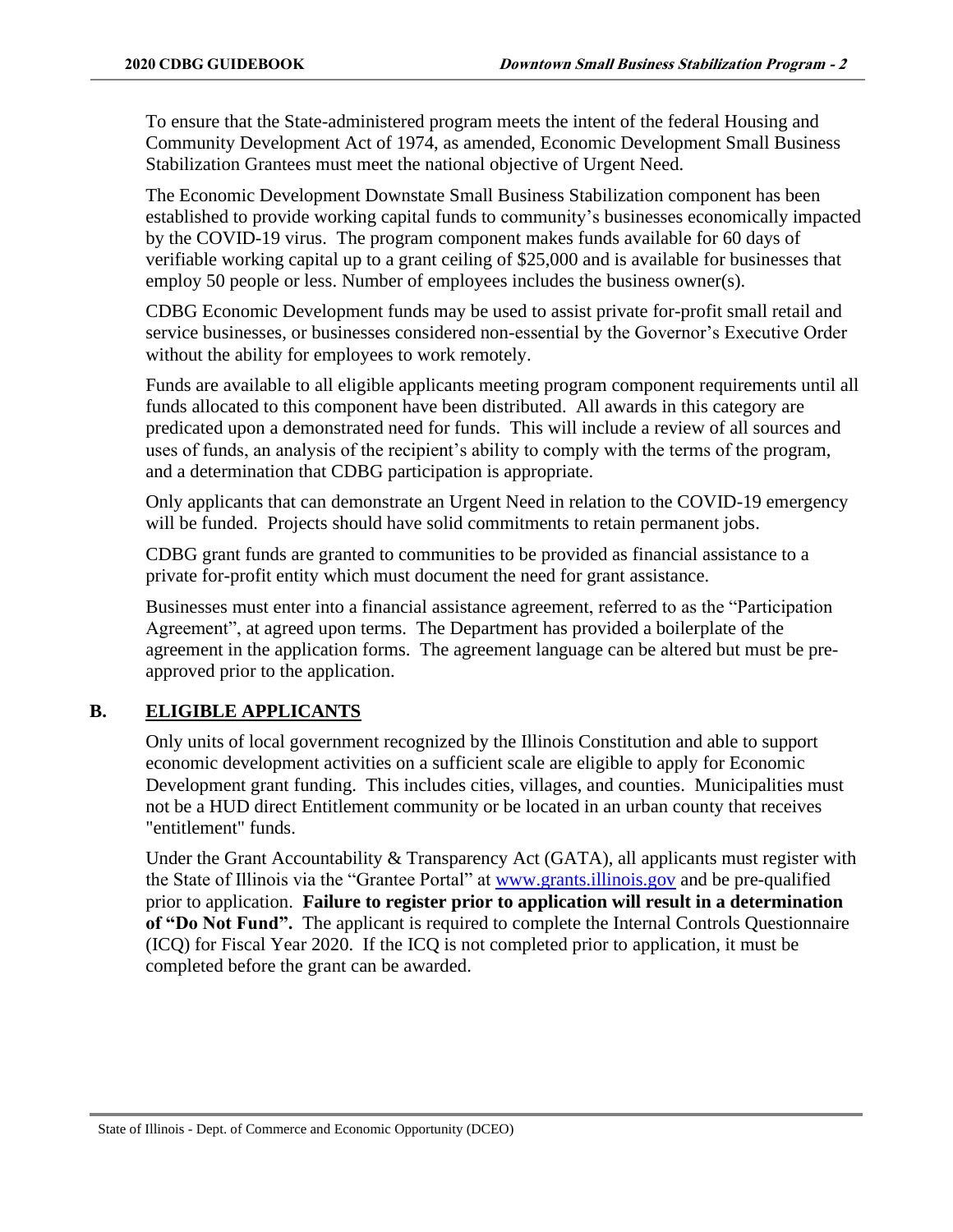To ensure that the State-administered program meets the intent of the federal Housing and Community Development Act of 1974, as amended, Economic Development Small Business Stabilization Grantees must meet the national objective of Urgent Need.

The Economic Development Downstate Small Business Stabilization component has been established to provide working capital funds to community's businesses economically impacted by the COVID-19 virus. The program component makes funds available for 60 days of verifiable working capital up to a grant ceiling of $25,000 and is available for businesses that employ 50 people or less. Number of employees includes the business owner(s).

CDBG Economic Development funds may be used to assist private for-profit small retail and service businesses, or businesses considered non-essential by the Governor's Executive Order without the ability for employees to work remotely.

Funds are available to all eligible applicants meeting program component requirements until all funds allocated to this component have been distributed. All awards in this category are predicated upon a demonstrated need for funds. This will include a review of all sources and uses of funds, an analysis of the recipient's ability to comply with the terms of the program, and a determination that CDBG participation is appropriate.

Only applicants that can demonstrate an Urgent Need in relation to the COVID-19 emergency will be funded. Projects should have solid commitments to retain permanent jobs.

CDBG grant funds are granted to communities to be provided as financial assistance to a private for-profit entity which must document the need for grant assistance.

Businesses must enter into a financial assistance agreement, referred to as the "Participation Agreement", at agreed upon terms. The Department has provided a boilerplate of the agreement in the application forms. The agreement language can be altered but must be pre-approved prior to the application.

## B. ELIGIBLE APPLICANTS

Only units of local government recognized by the Illinois Constitution and able to support economic development activities on a sufficient scale are eligible to apply for Economic Development grant funding. This includes cities, villages, and counties. Municipalities must not be a HUD direct Entitlement community or be located in an urban county that receives "entitlement" funds.

Under the Grant Accountability & Transparency Act (GATA), all applicants must register with the State of Illinois via the "Grantee Portal" at www.grants.illinois.gov and be pre-qualified prior to application. **Failure to register prior to application will result in a determination of "Do Not Fund".** The applicant is required to complete the Internal Controls Questionnaire (ICQ) for Fiscal Year 2020. If the ICQ is not completed prior to application, it must be completed before the grant can be awarded.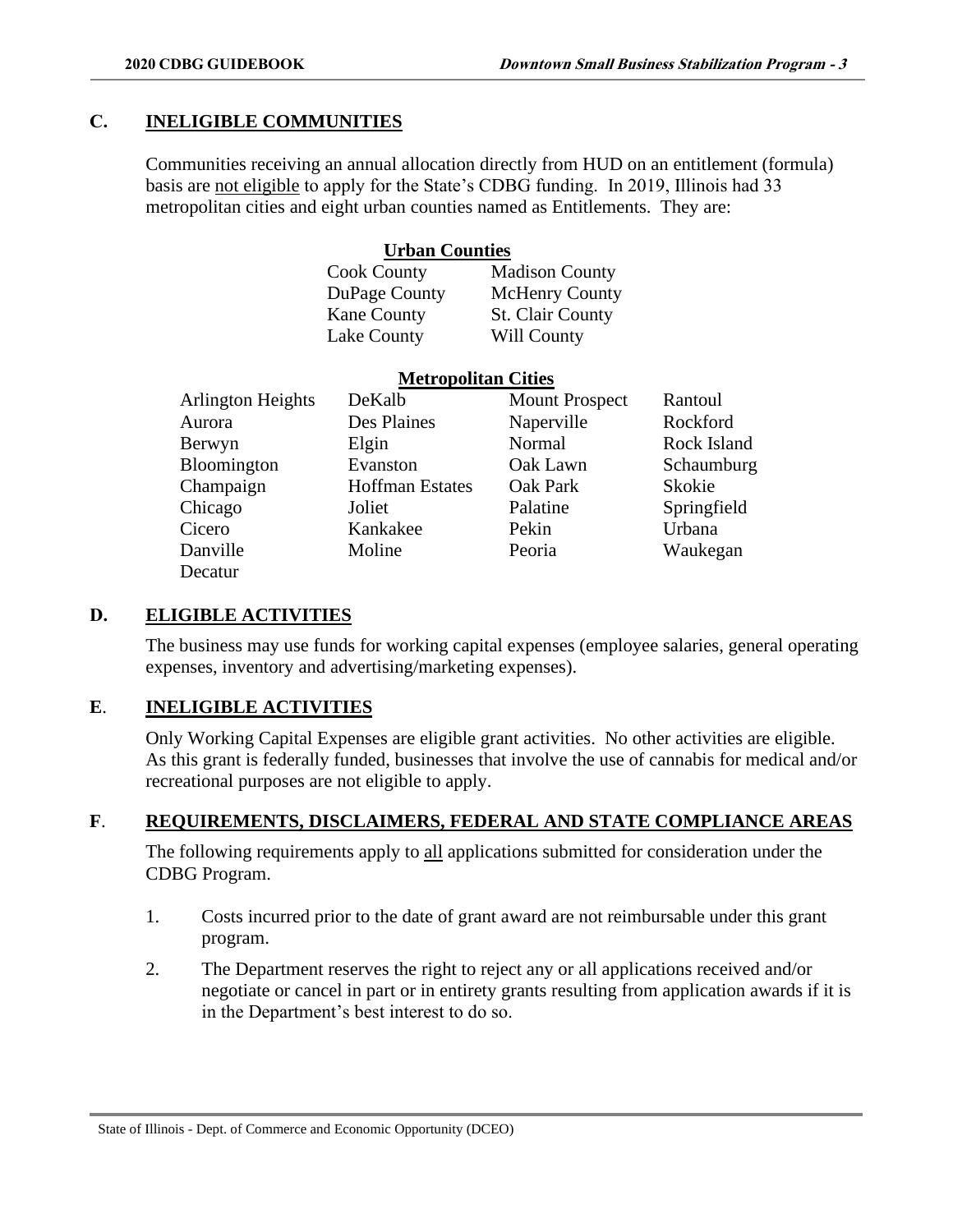## C. INELIGIBLE COMMUNITIES

Communities receiving an annual allocation directly from HUD on an entitlement (formula) basis are not eligible to apply for the State's CDBG funding. In 2019, Illinois had 33 metropolitan cities and eight urban counties named as Entitlements. They are:

**Urban Counties**

| | |
|---|---|
| Cook County | Madison County |
| DuPage County | McHenry County |
| Kane County | St. Clair County |
| Lake County | Will County |

**Metropolitan Cities**

| | | | |
|---|---|---|---|
| Arlington Heights | DeKalb | Mount Prospect | Rantoul |
| Aurora | Des Plaines | Naperville | Rockford |
| Berwyn | Elgin | Normal | Rock Island |
| Bloomington | Evanston | Oak Lawn | Schaumburg |
| Champaign | Hoffman Estates | Oak Park | Skokie |
| Chicago | Joliet | Palatine | Springfield |
| Cicero | Kankakee | Pekin | Urbana |
| Danville | Moline | Peoria | Waukegan |
| Decatur | | | |

## D. ELIGIBLE ACTIVITIES

The business may use funds for working capital expenses (employee salaries, general operating expenses, inventory and advertising/marketing expenses).

## E. INELIGIBLE ACTIVITIES

Only Working Capital Expenses are eligible grant activities. No other activities are eligible. As this grant is federally funded, businesses that involve the use of cannabis for medical and/or recreational purposes are not eligible to apply.

## F. REQUIREMENTS, DISCLAIMERS, FEDERAL AND STATE COMPLIANCE AREAS

The following requirements apply to all applications submitted for consideration under the CDBG Program.

1. Costs incurred prior to the date of grant award are not reimbursable under this grant program.
2. The Department reserves the right to reject any or all applications received and/or negotiate or cancel in part or in entirety grants resulting from application awards if it is in the Department's best interest to do so.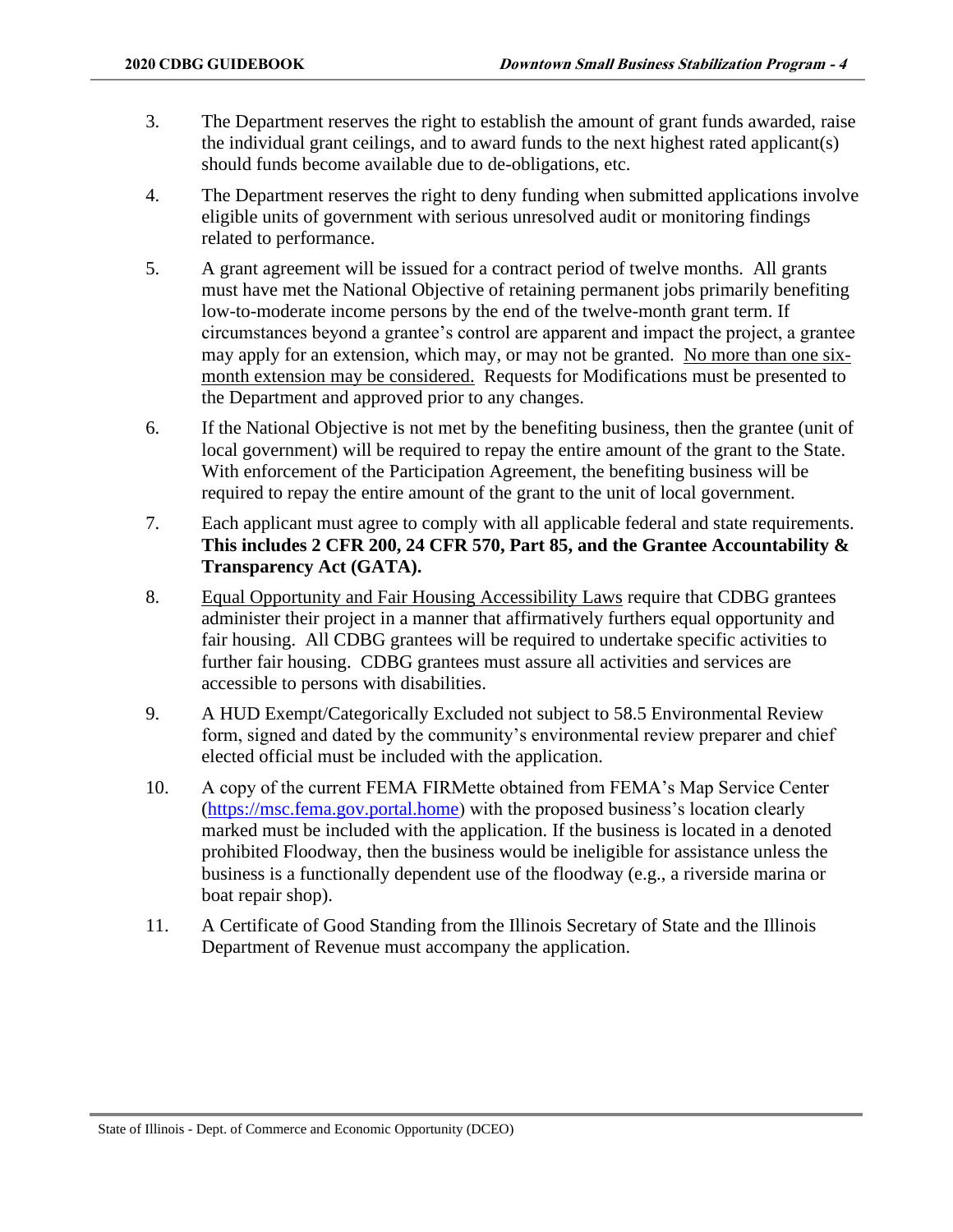3. The Department reserves the right to establish the amount of grant funds awarded, raise the individual grant ceilings, and to award funds to the next highest rated applicant(s) should funds become available due to de-obligations, etc.

4. The Department reserves the right to deny funding when submitted applications involve eligible units of government with serious unresolved audit or monitoring findings related to performance.

5. A grant agreement will be issued for a contract period of twelve months. All grants must have met the National Objective of retaining permanent jobs primarily benefiting low-to-moderate income persons by the end of the twelve-month grant term. If circumstances beyond a grantee's control are apparent and impact the project, a grantee may apply for an extension, which may, or may not be granted. No more than one six-month extension may be considered. Requests for Modifications must be presented to the Department and approved prior to any changes.

6. If the National Objective is not met by the benefiting business, then the grantee (unit of local government) will be required to repay the entire amount of the grant to the State. With enforcement of the Participation Agreement, the benefiting business will be required to repay the entire amount of the grant to the unit of local government.

7. Each applicant must agree to comply with all applicable federal and state requirements. **This includes 2 CFR 200, 24 CFR 570, Part 85, and the Grantee Accountability & Transparency Act (GATA).**

8. Equal Opportunity and Fair Housing Accessibility Laws require that CDBG grantees administer their project in a manner that affirmatively furthers equal opportunity and fair housing. All CDBG grantees will be required to undertake specific activities to further fair housing. CDBG grantees must assure all activities and services are accessible to persons with disabilities.

9. A HUD Exempt/Categorically Excluded not subject to 58.5 Environmental Review form, signed and dated by the community's environmental review preparer and chief elected official must be included with the application.

10. A copy of the current FEMA FIRMette obtained from FEMA's Map Service Center (https://msc.fema.gov.portal.home) with the proposed business's location clearly marked must be included with the application. If the business is located in a denoted prohibited Floodway, then the business would be ineligible for assistance unless the business is a functionally dependent use of the floodway (e.g., a riverside marina or boat repair shop).

11. A Certificate of Good Standing from the Illinois Secretary of State and the Illinois Department of Revenue must accompany the application.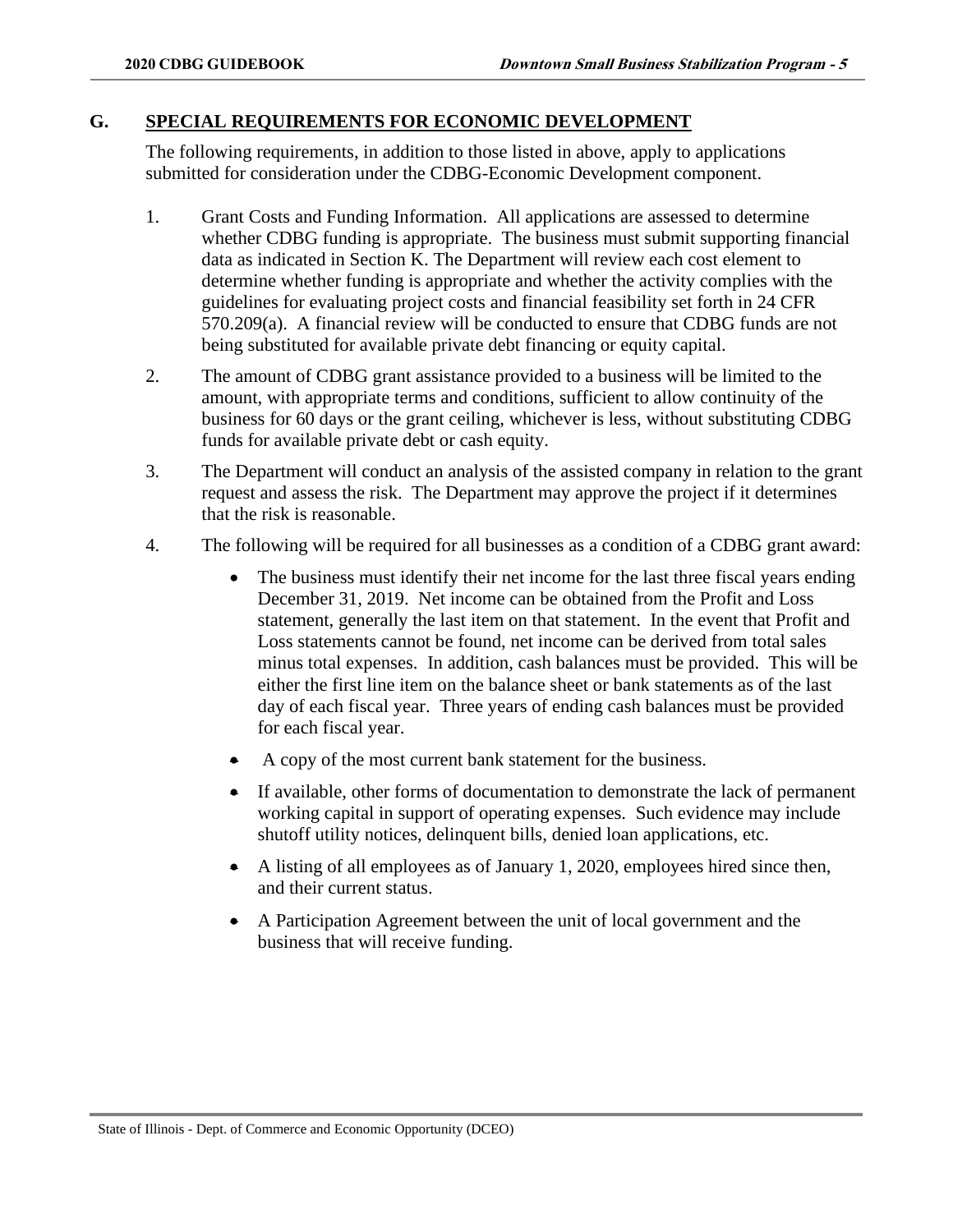## G. SPECIAL REQUIREMENTS FOR ECONOMIC DEVELOPMENT

The following requirements, in addition to those listed in above, apply to applications submitted for consideration under the CDBG-Economic Development component.

1. Grant Costs and Funding Information. All applications are assessed to determine whether CDBG funding is appropriate. The business must submit supporting financial data as indicated in Section K. The Department will review each cost element to determine whether funding is appropriate and whether the activity complies with the guidelines for evaluating project costs and financial feasibility set forth in 24 CFR 570.209(a). A financial review will be conducted to ensure that CDBG funds are not being substituted for available private debt financing or equity capital.

2. The amount of CDBG grant assistance provided to a business will be limited to the amount, with appropriate terms and conditions, sufficient to allow continuity of the business for 60 days or the grant ceiling, whichever is less, without substituting CDBG funds for available private debt or cash equity.

3. The Department will conduct an analysis of the assisted company in relation to the grant request and assess the risk. The Department may approve the project if it determines that the risk is reasonable.

4. The following will be required for all businesses as a condition of a CDBG grant award:

   - The business must identify their net income for the last three fiscal years ending December 31, 2019. Net income can be obtained from the Profit and Loss statement, generally the last item on that statement. In the event that Profit and Loss statements cannot be found, net income can be derived from total sales minus total expenses. In addition, cash balances must be provided. This will be either the first line item on the balance sheet or bank statements as of the last day of each fiscal year. Three years of ending cash balances must be provided for each fiscal year.
   - A copy of the most current bank statement for the business.
   - If available, other forms of documentation to demonstrate the lack of permanent working capital in support of operating expenses. Such evidence may include shutoff utility notices, delinquent bills, denied loan applications, etc.
   - A listing of all employees as of January 1, 2020, employees hired since then, and their current status.
   - A Participation Agreement between the unit of local government and the business that will receive funding.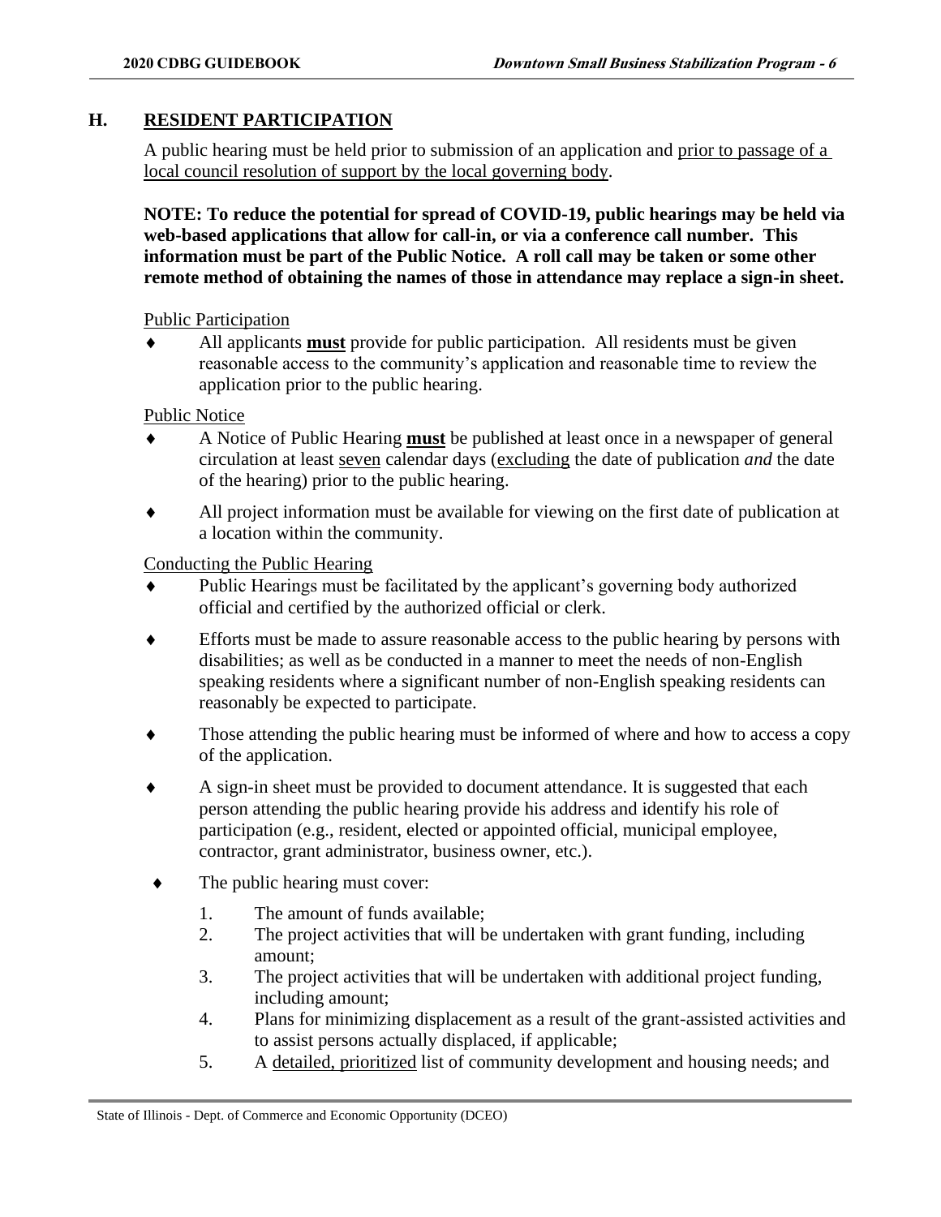## H. RESIDENT PARTICIPATION

A public hearing must be held prior to submission of an application and prior to passage of a local council resolution of support by the local governing body.

**NOTE: To reduce the potential for spread of COVID-19, public hearings may be held via web-based applications that allow for call-in, or via a conference call number. This information must be part of the Public Notice. A roll call may be taken or some other remote method of obtaining the names of those in attendance may replace a sign-in sheet.**

Public Participation

- All applicants **must** provide for public participation. All residents must be given reasonable access to the community's application and reasonable time to review the application prior to the public hearing.

Public Notice

- A Notice of Public Hearing **must** be published at least once in a newspaper of general circulation at least seven calendar days (excluding the date of publication *and* the date of the hearing) prior to the public hearing.
- All project information must be available for viewing on the first date of publication at a location within the community.

Conducting the Public Hearing

- Public Hearings must be facilitated by the applicant's governing body authorized official and certified by the authorized official or clerk.
- Efforts must be made to assure reasonable access to the public hearing by persons with disabilities; as well as be conducted in a manner to meet the needs of non-English speaking residents where a significant number of non-English speaking residents can reasonably be expected to participate.
- Those attending the public hearing must be informed of where and how to access a copy of the application.
- A sign-in sheet must be provided to document attendance. It is suggested that each person attending the public hearing provide his address and identify his role of participation (e.g., resident, elected or appointed official, municipal employee, contractor, grant administrator, business owner, etc.).
- The public hearing must cover:
  1. The amount of funds available;
  2. The project activities that will be undertaken with grant funding, including amount;
  3. The project activities that will be undertaken with additional project funding, including amount;
  4. Plans for minimizing displacement as a result of the grant-assisted activities and to assist persons actually displaced, if applicable;
  5. A detailed, prioritized list of community development and housing needs; and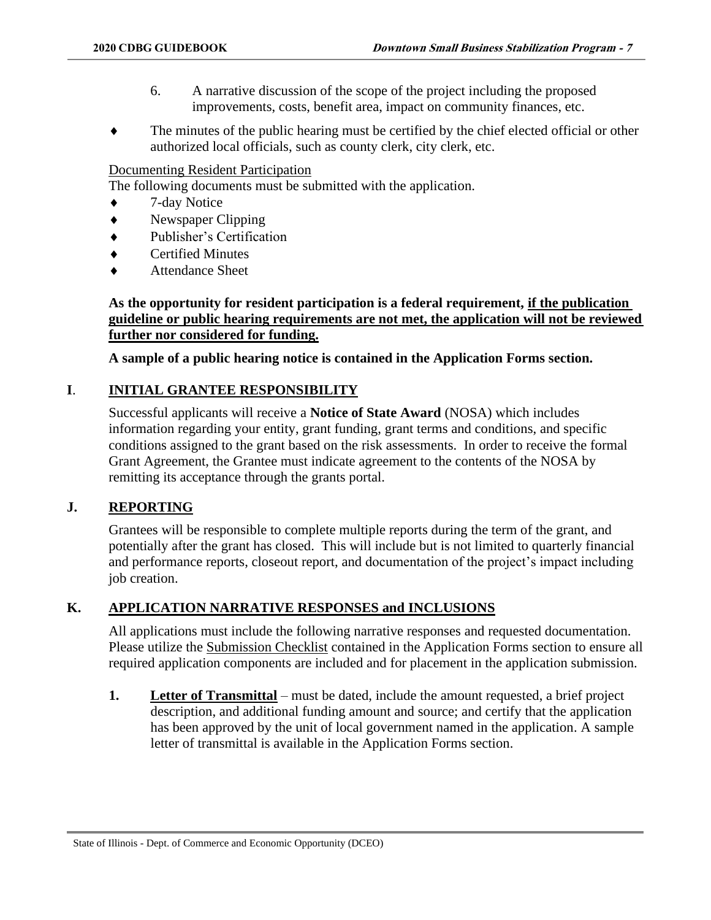6. A narrative discussion of the scope of the project including the proposed improvements, costs, benefit area, impact on community finances, etc.

- The minutes of the public hearing must be certified by the chief elected official or other authorized local officials, such as county clerk, city clerk, etc.

Documenting Resident Participation

The following documents must be submitted with the application.

- 7-day Notice
- Newspaper Clipping
- Publisher's Certification
- Certified Minutes
- Attendance Sheet

**As the opportunity for resident participation is a federal requirement, if the publication guideline or public hearing requirements are not met, the application will not be reviewed further nor considered for funding.**

**A sample of a public hearing notice is contained in the Application Forms section.**

## I. INITIAL GRANTEE RESPONSIBILITY

Successful applicants will receive a **Notice of State Award** (NOSA) which includes information regarding your entity, grant funding, grant terms and conditions, and specific conditions assigned to the grant based on the risk assessments. In order to receive the formal Grant Agreement, the Grantee must indicate agreement to the contents of the NOSA by remitting its acceptance through the grants portal.

## J. REPORTING

Grantees will be responsible to complete multiple reports during the term of the grant, and potentially after the grant has closed. This will include but is not limited to quarterly financial and performance reports, closeout report, and documentation of the project's impact including job creation.

## K. APPLICATION NARRATIVE RESPONSES and INCLUSIONS

All applications must include the following narrative responses and requested documentation. Please utilize the Submission Checklist contained in the Application Forms section to ensure all required application components are included and for placement in the application submission.

1. **Letter of Transmittal** – must be dated, include the amount requested, a brief project description, and additional funding amount and source; and certify that the application has been approved by the unit of local government named in the application. A sample letter of transmittal is available in the Application Forms section.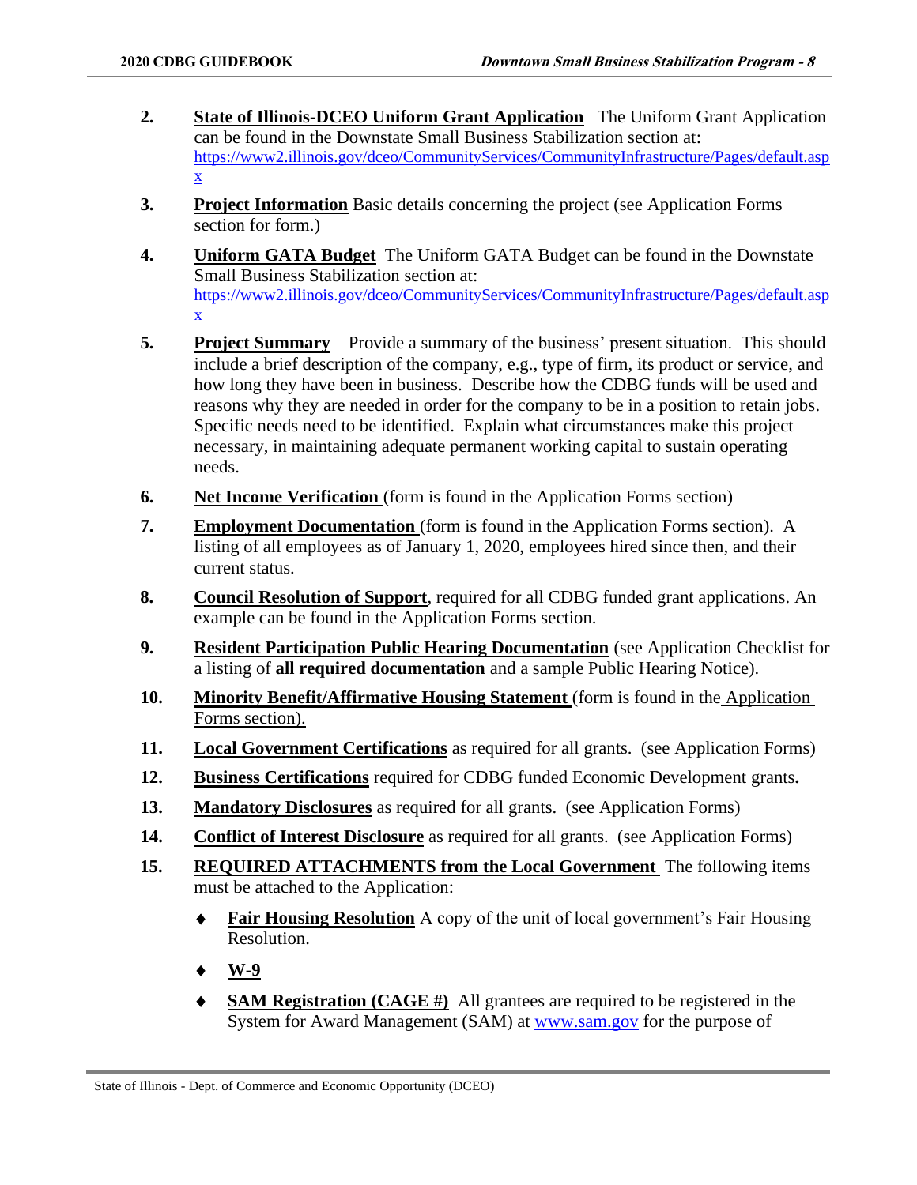2. **State of Illinois-DCEO Uniform Grant Application** The Uniform Grant Application can be found in the Downstate Small Business Stabilization section at: https://www2.illinois.gov/dceo/CommunityServices/CommunityInfrastructure/Pages/default.aspx

3. **Project Information** Basic details concerning the project (see Application Forms section for form.)

4. **Uniform GATA Budget** The Uniform GATA Budget can be found in the Downstate Small Business Stabilization section at: https://www2.illinois.gov/dceo/CommunityServices/CommunityInfrastructure/Pages/default.aspx

5. **Project Summary** – Provide a summary of the business' present situation. This should include a brief description of the company, e.g., type of firm, its product or service, and how long they have been in business. Describe how the CDBG funds will be used and reasons why they are needed in order for the company to be in a position to retain jobs. Specific needs need to be identified. Explain what circumstances make this project necessary, in maintaining adequate permanent working capital to sustain operating needs.

6. **Net Income Verification** (form is found in the Application Forms section)

7. **Employment Documentation** (form is found in the Application Forms section). A listing of all employees as of January 1, 2020, employees hired since then, and their current status.

8. **Council Resolution of Support**, required for all CDBG funded grant applications. An example can be found in the Application Forms section.

9. **Resident Participation Public Hearing Documentation** (see Application Checklist for a listing of **all required documentation** and a sample Public Hearing Notice).

10. **Minority Benefit/Affirmative Housing Statement** (form is found in the Application Forms section).

11. **Local Government Certifications** as required for all grants. (see Application Forms)

12. **Business Certifications** required for CDBG funded Economic Development grants**.**

13. **Mandatory Disclosures** as required for all grants. (see Application Forms)

14. **Conflict of Interest Disclosure** as required for all grants. (see Application Forms)

15. **REQUIRED ATTACHMENTS from the Local Government** The following items must be attached to the Application:

    - **Fair Housing Resolution** A copy of the unit of local government's Fair Housing Resolution.
    - **W-9**
    - **SAM Registration (CAGE #)** All grantees are required to be registered in the System for Award Management (SAM) at www.sam.gov for the purpose of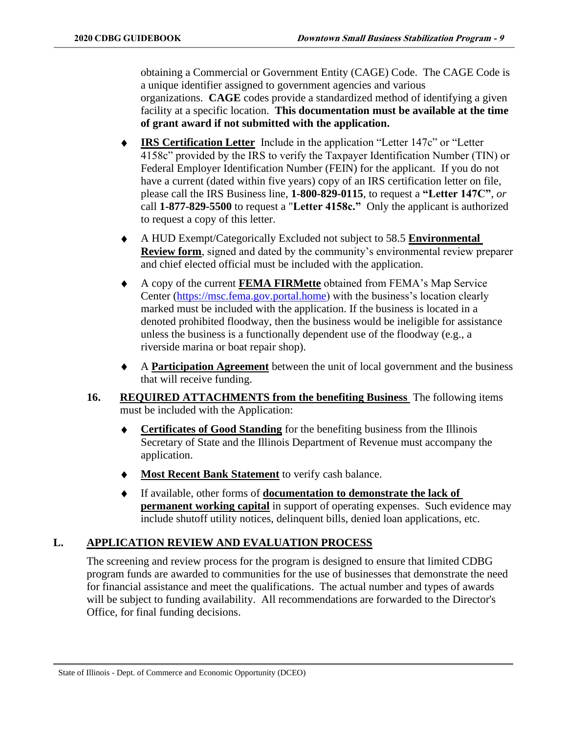obtaining a Commercial or Government Entity (CAGE) Code. The CAGE Code is a unique identifier assigned to government agencies and various organizations. **CAGE** codes provide a standardized method of identifying a given facility at a specific location. **This documentation must be available at the time of grant award if not submitted with the application.**

- **IRS Certification Letter** Include in the application "Letter 147c" or "Letter 4158c" provided by the IRS to verify the Taxpayer Identification Number (TIN) or Federal Employer Identification Number (FEIN) for the applicant. If you do not have a current (dated within five years) copy of an IRS certification letter on file, please call the IRS Business line, **1-800-829-0115**, to request a **"Letter 147C"**, *or* call **1-877-829-5500** to request a "**Letter 4158c."** Only the applicant is authorized to request a copy of this letter.

- A HUD Exempt/Categorically Excluded not subject to 58.5 **Environmental Review form**, signed and dated by the community's environmental review preparer and chief elected official must be included with the application.

- A copy of the current **FEMA FIRMette** obtained from FEMA's Map Service Center (https://msc.fema.gov.portal.home) with the business's location clearly marked must be included with the application. If the business is located in a denoted prohibited floodway, then the business would be ineligible for assistance unless the business is a functionally dependent use of the floodway (e.g., a riverside marina or boat repair shop).

- A **Participation Agreement** between the unit of local government and the business that will receive funding.

**16. REQUIRED ATTACHMENTS from the benefiting Business** The following items must be included with the Application:

- **Certificates of Good Standing** for the benefiting business from the Illinois Secretary of State and the Illinois Department of Revenue must accompany the application.

- **Most Recent Bank Statement** to verify cash balance.

- If available, other forms of **documentation to demonstrate the lack of permanent working capital** in support of operating expenses. Such evidence may include shutoff utility notices, delinquent bills, denied loan applications, etc.

## L. APPLICATION REVIEW AND EVALUATION PROCESS

The screening and review process for the program is designed to ensure that limited CDBG program funds are awarded to communities for the use of businesses that demonstrate the need for financial assistance and meet the qualifications. The actual number and types of awards will be subject to funding availability. All recommendations are forwarded to the Director's Office, for final funding decisions.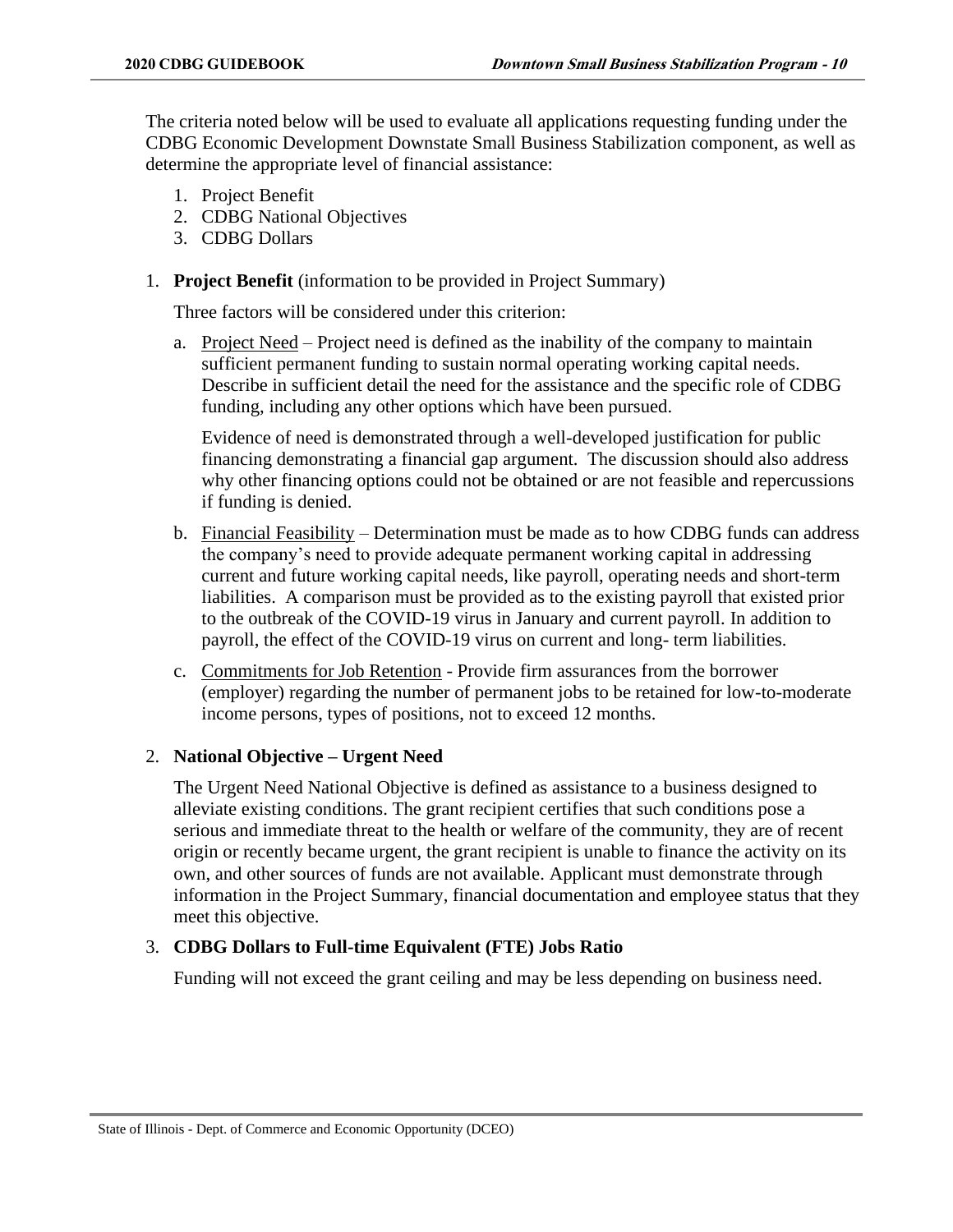The criteria noted below will be used to evaluate all applications requesting funding under the CDBG Economic Development Downstate Small Business Stabilization component, as well as determine the appropriate level of financial assistance:

1. Project Benefit
2. CDBG National Objectives
3. CDBG Dollars

1. **Project Benefit** (information to be provided in Project Summary)

   Three factors will be considered under this criterion:

   a. Project Need – Project need is defined as the inability of the company to maintain sufficient permanent funding to sustain normal operating working capital needs. Describe in sufficient detail the need for the assistance and the specific role of CDBG funding, including any other options which have been pursued.

      Evidence of need is demonstrated through a well-developed justification for public financing demonstrating a financial gap argument. The discussion should also address why other financing options could not be obtained or are not feasible and repercussions if funding is denied.

   b. Financial Feasibility – Determination must be made as to how CDBG funds can address the company's need to provide adequate permanent working capital in addressing current and future working capital needs, like payroll, operating needs and short-term liabilities. A comparison must be provided as to the existing payroll that existed prior to the outbreak of the COVID-19 virus in January and current payroll. In addition to payroll, the effect of the COVID-19 virus on current and long- term liabilities.

   c. Commitments for Job Retention - Provide firm assurances from the borrower (employer) regarding the number of permanent jobs to be retained for low-to-moderate income persons, types of positions, not to exceed 12 months.

2. **National Objective – Urgent Need**

   The Urgent Need National Objective is defined as assistance to a business designed to alleviate existing conditions. The grant recipient certifies that such conditions pose a serious and immediate threat to the health or welfare of the community, they are of recent origin or recently became urgent, the grant recipient is unable to finance the activity on its own, and other sources of funds are not available. Applicant must demonstrate through information in the Project Summary, financial documentation and employee status that they meet this objective.

3. **CDBG Dollars to Full-time Equivalent (FTE) Jobs Ratio**

   Funding will not exceed the grant ceiling and may be less depending on business need.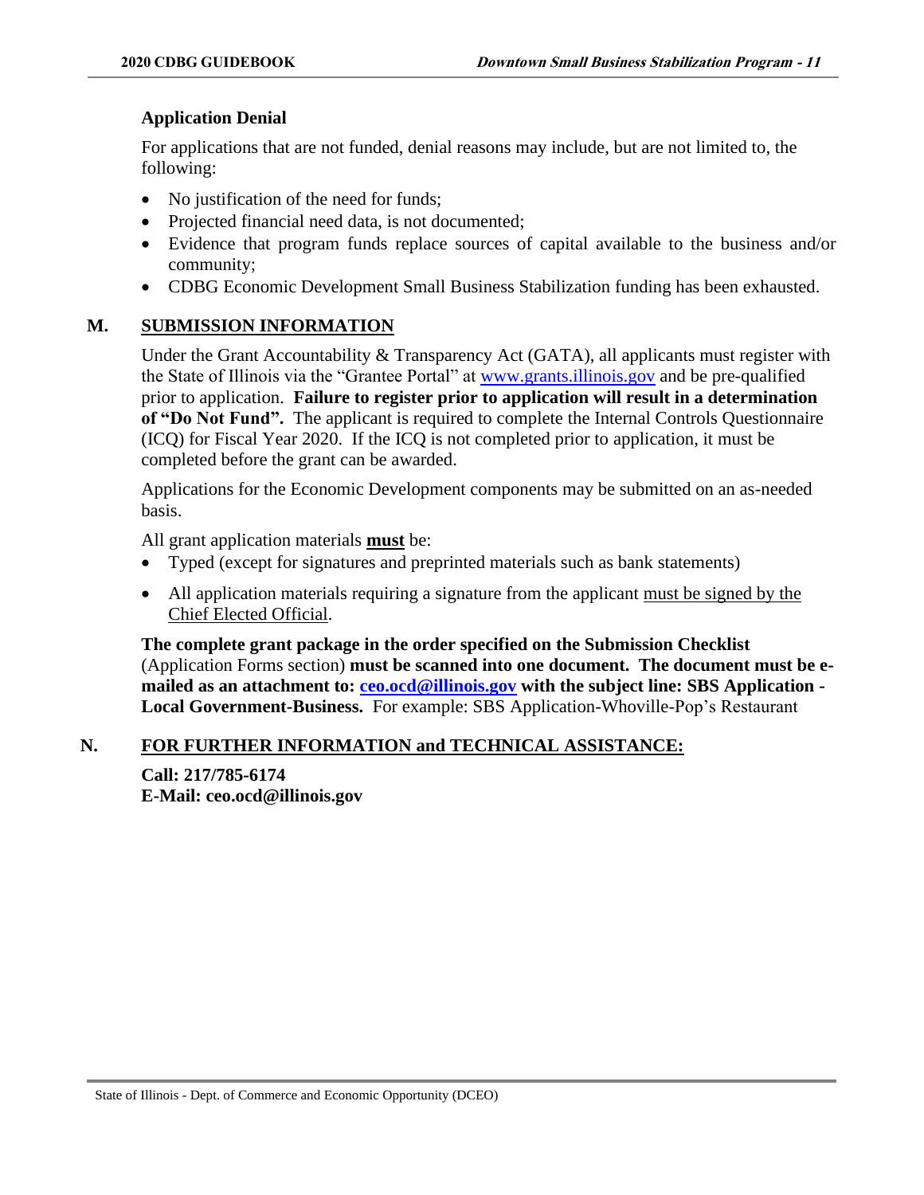### Application Denial

For applications that are not funded, denial reasons may include, but are not limited to, the following:

- No justification of the need for funds;
- Projected financial need data, is not documented;
- Evidence that program funds replace sources of capital available to the business and/or community;
- CDBG Economic Development Small Business Stabilization funding has been exhausted.

## M. SUBMISSION INFORMATION

Under the Grant Accountability & Transparency Act (GATA), all applicants must register with the State of Illinois via the "Grantee Portal" at www.grants.illinois.gov and be pre-qualified prior to application. **Failure to register prior to application will result in a determination of "Do Not Fund".** The applicant is required to complete the Internal Controls Questionnaire (ICQ) for Fiscal Year 2020. If the ICQ is not completed prior to application, it must be completed before the grant can be awarded.

Applications for the Economic Development components may be submitted on an as-needed basis.

All grant application materials **must** be:

- Typed (except for signatures and preprinted materials such as bank statements)
- All application materials requiring a signature from the applicant must be signed by the Chief Elected Official.

**The complete grant package in the order specified on the Submission Checklist** (Application Forms section) **must be scanned into one document. The document must be e-mailed as an attachment to: ceo.ocd@illinois.gov with the subject line: SBS Application - Local Government-Business.** For example: SBS Application-Whoville-Pop's Restaurant

## N. FOR FURTHER INFORMATION and TECHNICAL ASSISTANCE:

**Call: 217/785-6174**
**E-Mail: ceo.ocd@illinois.gov**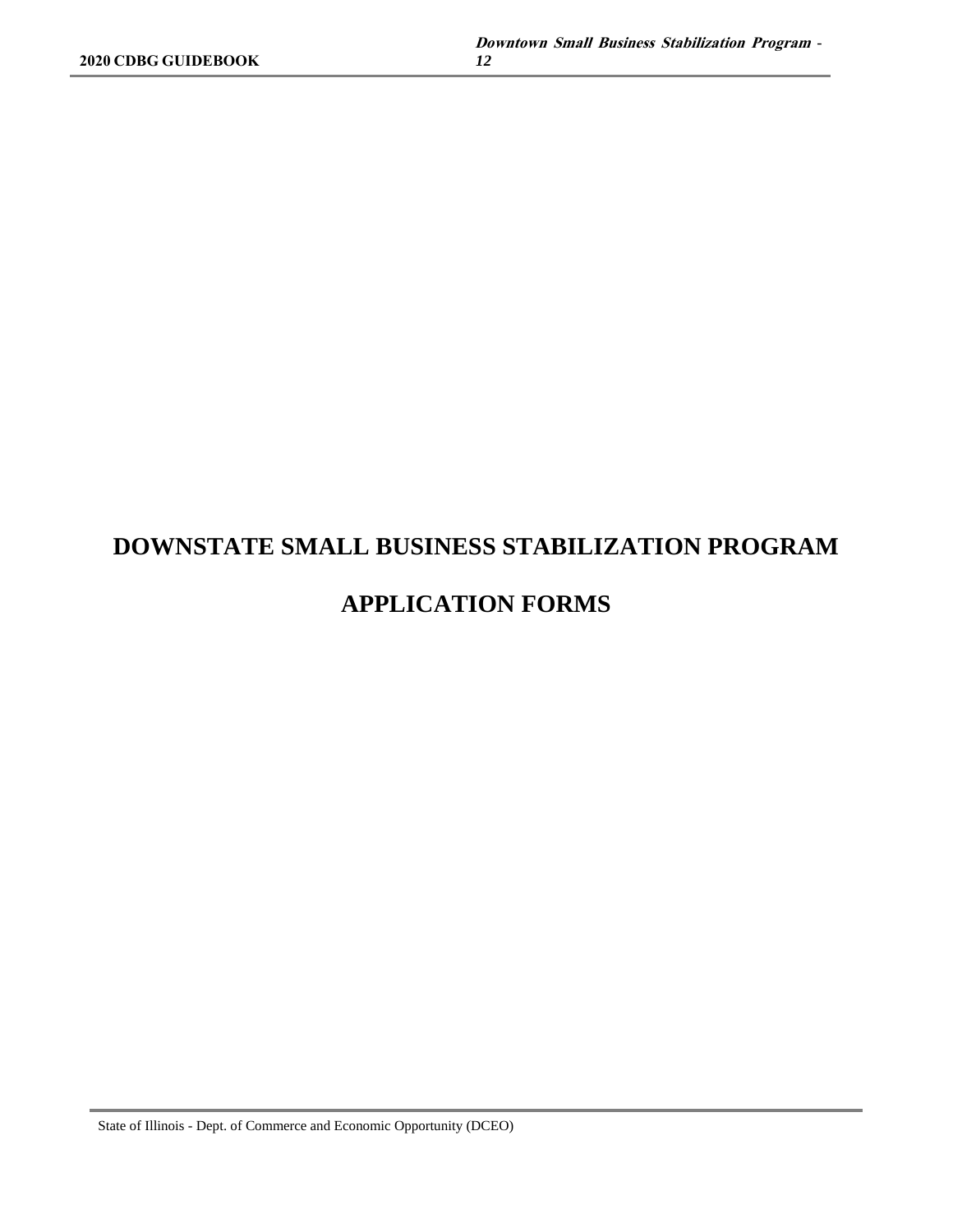# DOWNSTATE SMALL BUSINESS STABILIZATION PROGRAM

# APPLICATION FORMS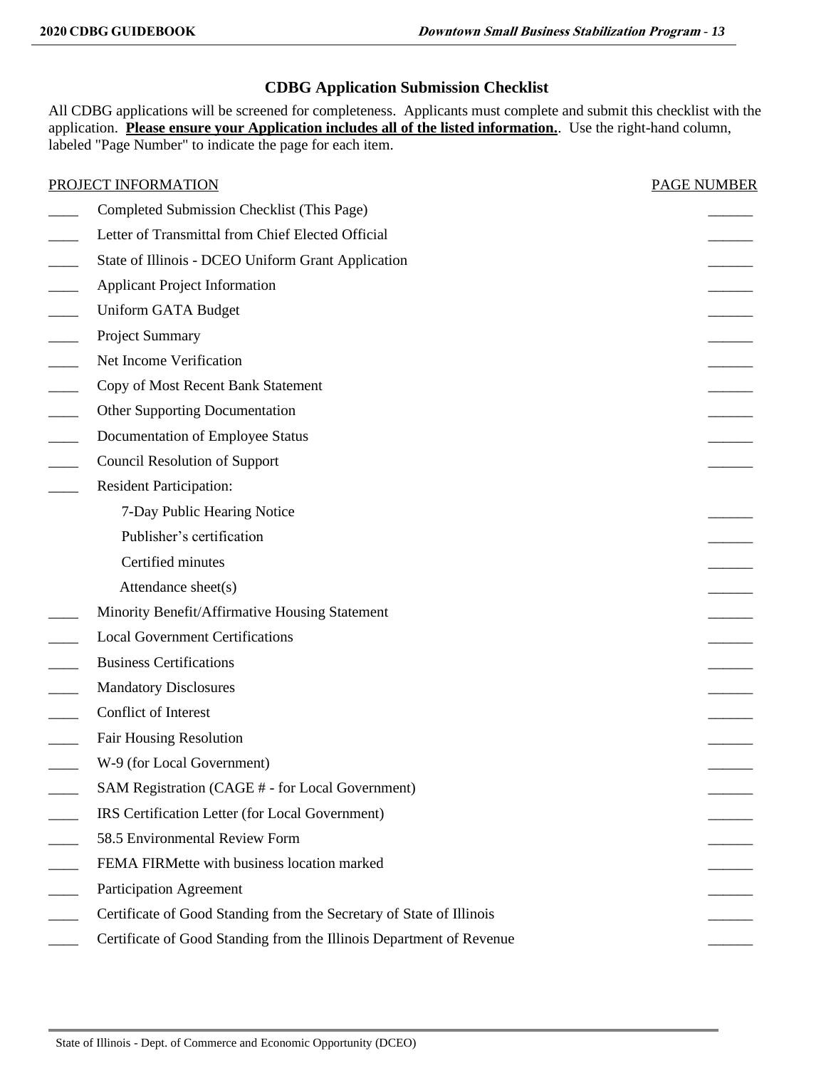## CDBG Application Submission Checklist

All CDBG applications will be screened for completeness. Applicants must complete and submit this checklist with the application. **Please ensure your Application includes all of the listed information.**. Use the right-hand column, labeled "Page Number" to indicate the page for each item.

| | PROJECT INFORMATION | PAGE NUMBER |
|---|---|---|
| ____ | Completed Submission Checklist (This Page) | ______ |
| ____ | Letter of Transmittal from Chief Elected Official | ______ |
| ____ | State of Illinois - DCEO Uniform Grant Application | ______ |
| ____ | Applicant Project Information | ______ |
| ____ | Uniform GATA Budget | ______ |
| ____ | Project Summary | ______ |
| ____ | Net Income Verification | ______ |
| ____ | Copy of Most Recent Bank Statement | ______ |
| ____ | Other Supporting Documentation | ______ |
| ____ | Documentation of Employee Status | ______ |
| ____ | Council Resolution of Support | ______ |
| ____ | Resident Participation: | |
| | 7-Day Public Hearing Notice | ______ |
| | Publisher's certification | ______ |
| | Certified minutes | ______ |
| | Attendance sheet(s) | ______ |
| ____ | Minority Benefit/Affirmative Housing Statement | ______ |
| ____ | Local Government Certifications | ______ |
| ____ | Business Certifications | ______ |
| ____ | Mandatory Disclosures | ______ |
| ____ | Conflict of Interest | ______ |
| ____ | Fair Housing Resolution | ______ |
| ____ | W-9 (for Local Government) | ______ |
| ____ | SAM Registration (CAGE # - for Local Government) | ______ |
| ____ | IRS Certification Letter (for Local Government) | ______ |
| ____ | 58.5 Environmental Review Form | ______ |
| ____ | FEMA FIRMette with business location marked | ______ |
| ____ | Participation Agreement | ______ |
| ____ | Certificate of Good Standing from the Secretary of State of Illinois | ______ |
| ____ | Certificate of Good Standing from the Illinois Department of Revenue | ______ |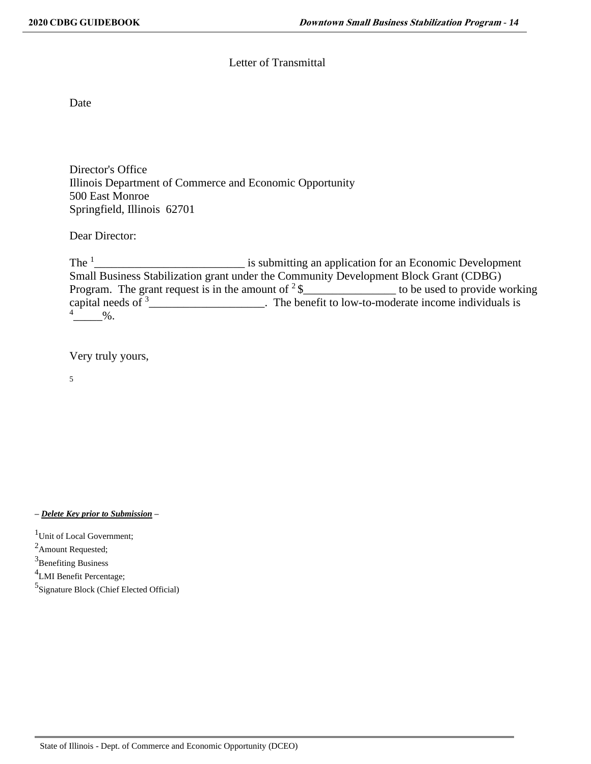Letter of Transmittal

Date

Director's Office
Illinois Department of Commerce and Economic Opportunity
500 East Monroe
Springfield, Illinois 62701

Dear Director:

The [1]__________________________ is submitting an application for an Economic Development Small Business Stabilization grant under the Community Development Block Grant (CDBG) Program. The grant request is in the amount of [2] $________________ to be used to provide working capital needs of [3]____________________. The benefit to low-to-moderate income individuals is [4]_____%.

Very truly yours,

[5]

– ***Delete Key prior to Submission*** –

[1]Unit of Local Government;
[2]Amount Requested;
[3]Benefiting Business
[4]LMI Benefit Percentage;
[5]Signature Block (Chief Elected Official)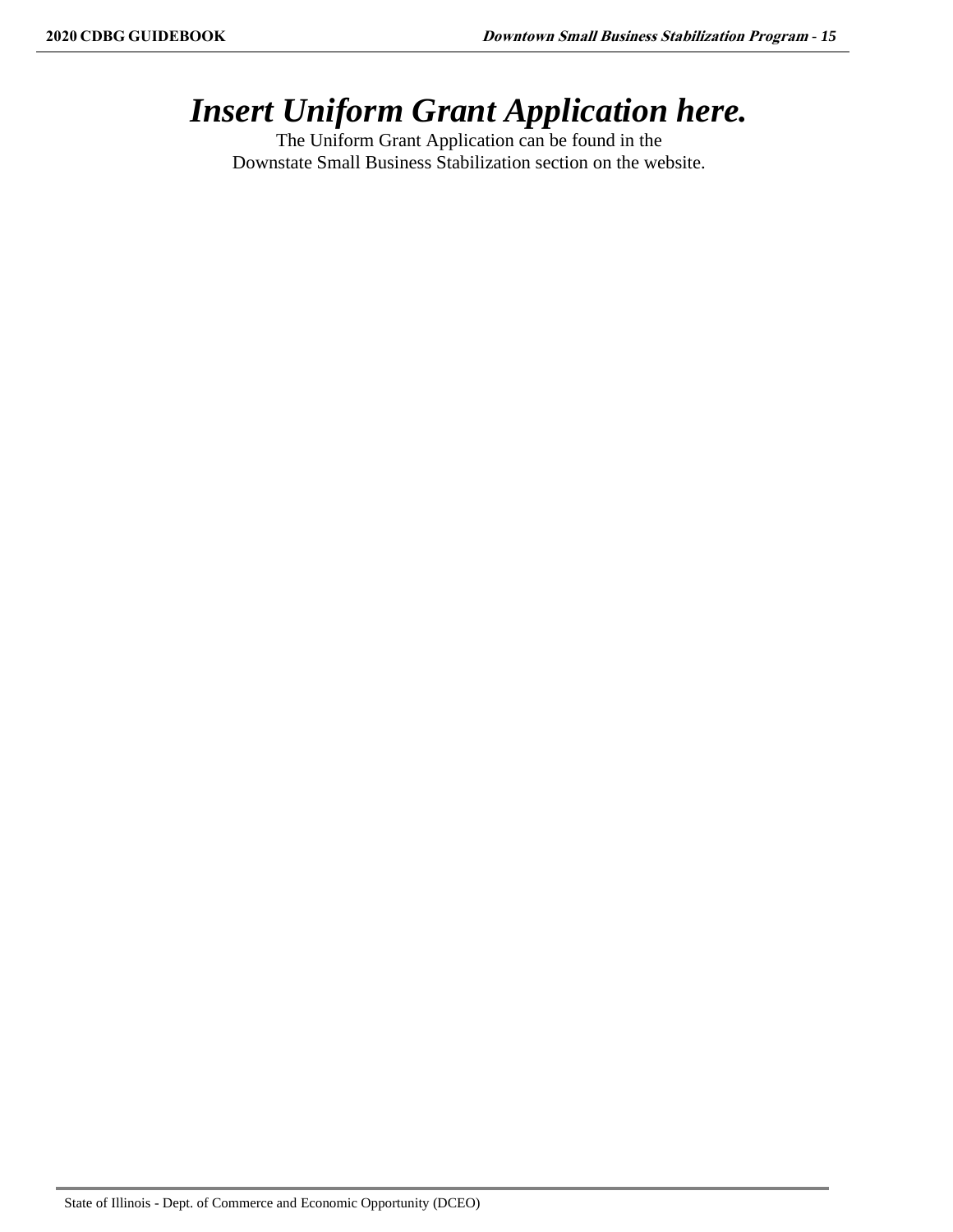# *Insert Uniform Grant Application here.*

The Uniform Grant Application can be found in the
Downstate Small Business Stabilization section on the website.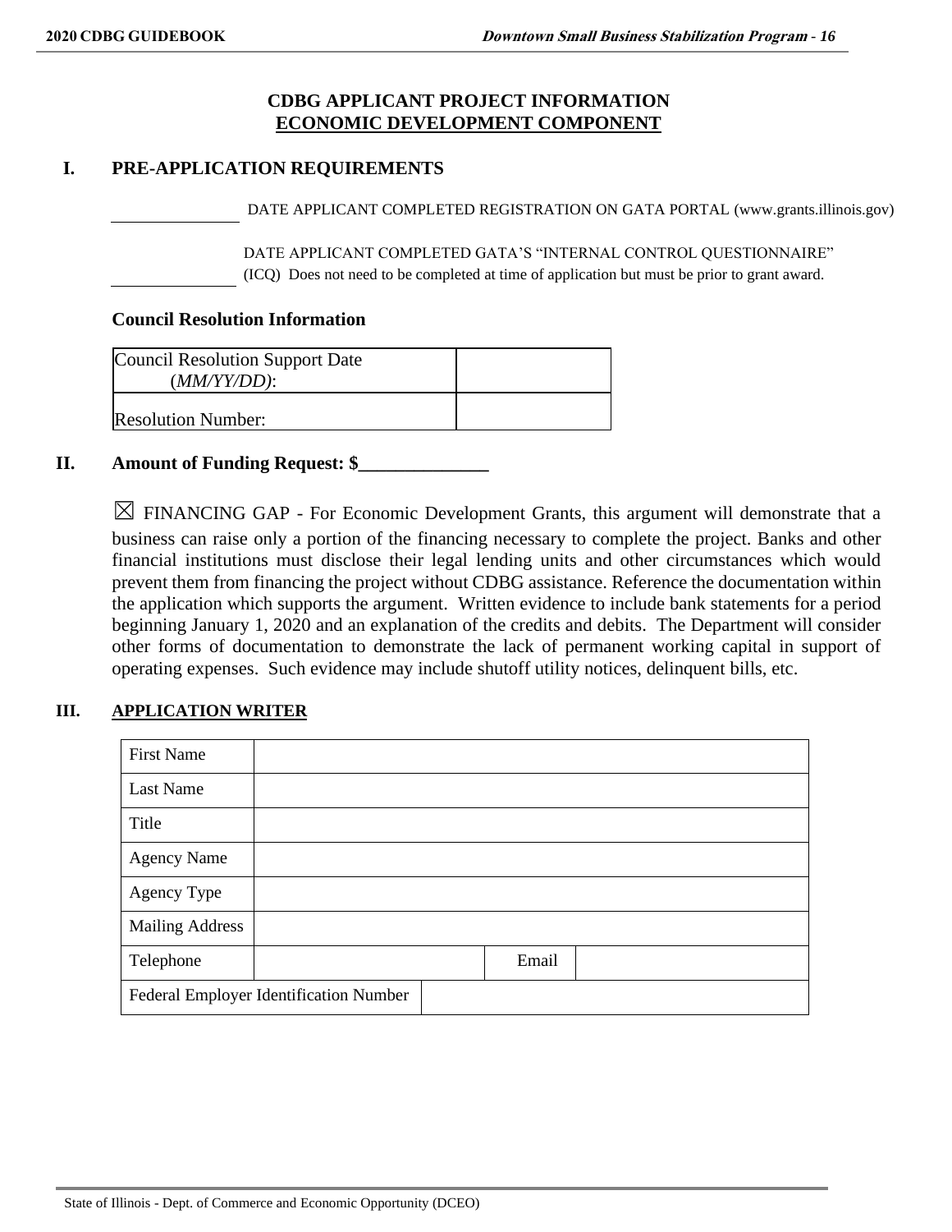# CDBG APPLICANT PROJECT INFORMATION
## ECONOMIC DEVELOPMENT COMPONENT

## I. PRE-APPLICATION REQUIREMENTS

_______________ DATE APPLICANT COMPLETED REGISTRATION ON GATA PORTAL (www.grants.illinois.gov)

_______________ DATE APPLICANT COMPLETED GATA'S "INTERNAL CONTROL QUESTIONNAIRE" (ICQ) Does not need to be completed at time of application but must be prior to grant award.

### Council Resolution Information

| Council Resolution Support Date (*MM/YY/DD*): | |
|---|---|
| Resolution Number: | |

## II. Amount of Funding Request: $______________

☒ FINANCING GAP - For Economic Development Grants, this argument will demonstrate that a business can raise only a portion of the financing necessary to complete the project. Banks and other financial institutions must disclose their legal lending units and other circumstances which would prevent them from financing the project without CDBG assistance. Reference the documentation within the application which supports the argument. Written evidence to include bank statements for a period beginning January 1, 2020 and an explanation of the credits and debits. The Department will consider other forms of documentation to demonstrate the lack of permanent working capital in support of operating expenses. Such evidence may include shutoff utility notices, delinquent bills, etc.

## III. APPLICATION WRITER

| First Name | | | |
|---|---|---|---|
| Last Name | | | |
| Title | | | |
| Agency Name | | | |
| Agency Type | | | |
| Mailing Address | | | |
| Telephone | | Email | |
| Federal Employer Identification Number | | | |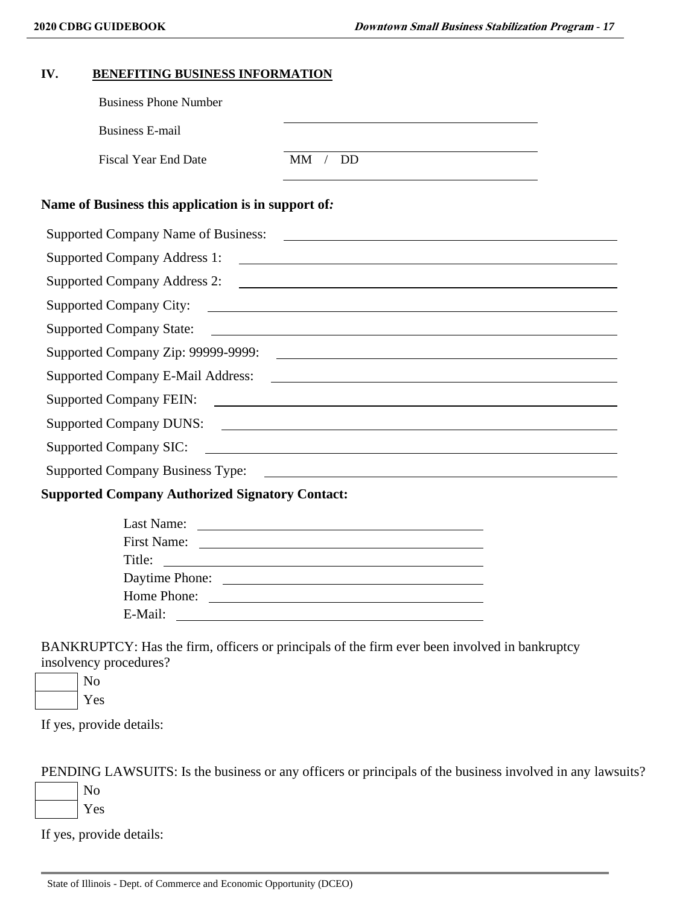## IV. BENEFITING BUSINESS INFORMATION

Business Phone Number ______________________________

Business E-mail ______________________________

Fiscal Year End Date MM / DD ______________________________

**Name of Business this application is in support of:**

Supported Company Name of Business: ______________________________

Supported Company Address 1: ______________________________

Supported Company Address 2: ______________________________

Supported Company City: ______________________________

Supported Company State: ______________________________

Supported Company Zip: 99999-9999: ______________________________

Supported Company E-Mail Address: ______________________________

Supported Company FEIN: ______________________________

Supported Company DUNS: ______________________________

Supported Company SIC: ______________________________

Supported Company Business Type: ______________________________

**Supported Company Authorized Signatory Contact:**

Last Name: ______________________________

First Name: ______________________________

Title: ______________________________

Daytime Phone: ______________________________

Home Phone: ______________________________

E-Mail: ______________________________

BANKRUPTCY: Has the firm, officers or principals of the firm ever been involved in bankruptcy insolvency procedures?

- [ ] No
- [ ] Yes

If yes, provide details:

PENDING LAWSUITS: Is the business or any officers or principals of the business involved in any lawsuits?

- [ ] No
- [ ] Yes

If yes, provide details: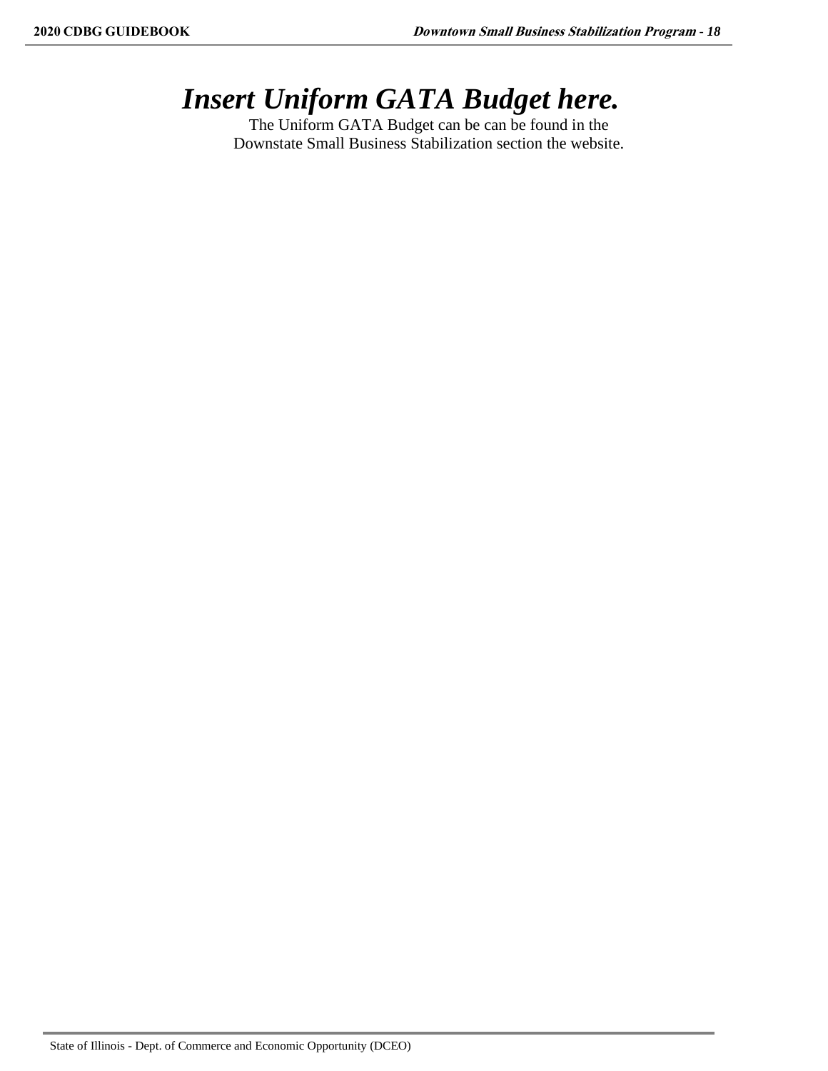# *Insert Uniform GATA Budget here.*

The Uniform GATA Budget can be can be found in the Downstate Small Business Stabilization section the website.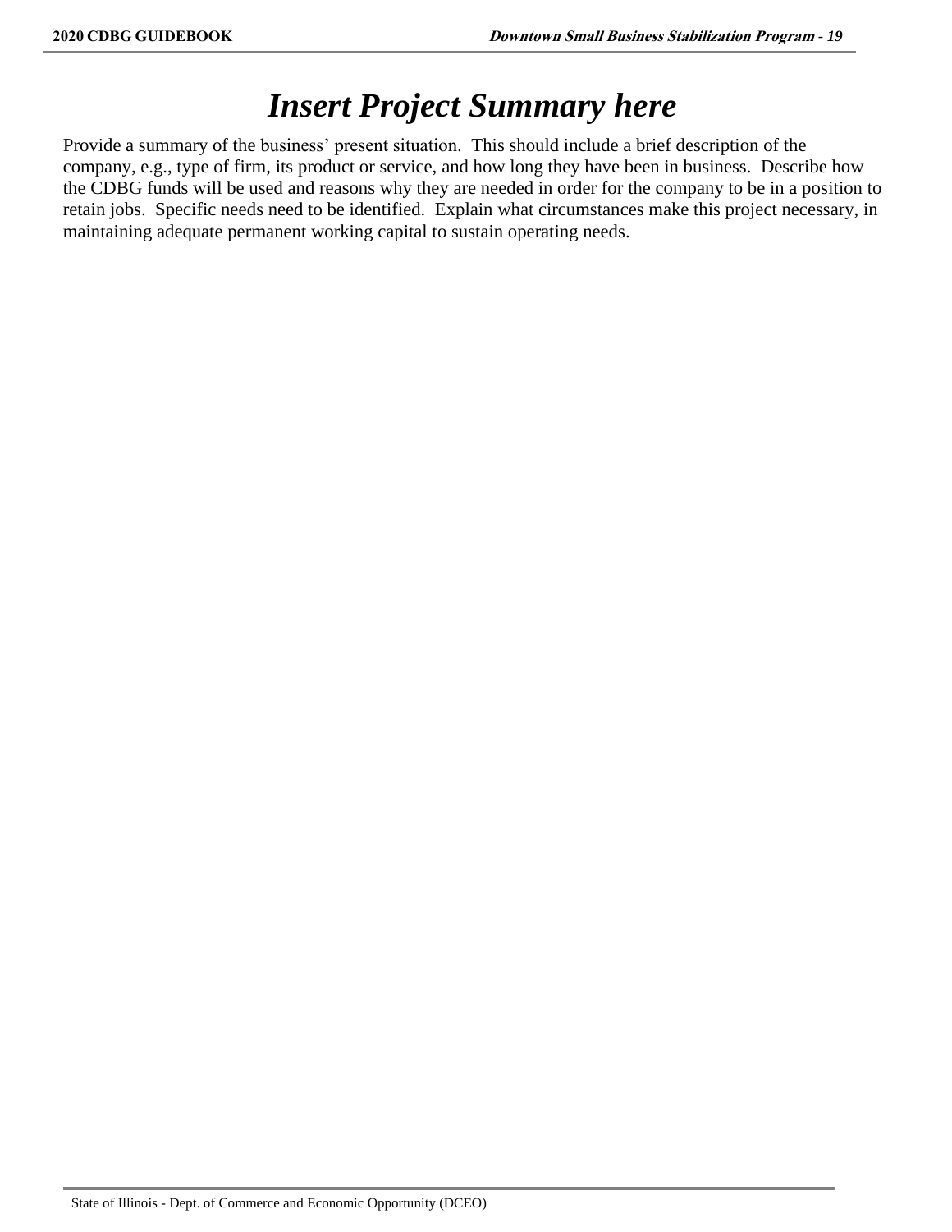# *Insert Project Summary here*

Provide a summary of the business' present situation.  This should include a brief description of the company, e.g., type of firm, its product or service, and how long they have been in business.  Describe how the CDBG funds will be used and reasons why they are needed in order for the company to be in a position to retain jobs.  Specific needs need to be identified.  Explain what circumstances make this project necessary, in maintaining adequate permanent working capital to sustain operating needs.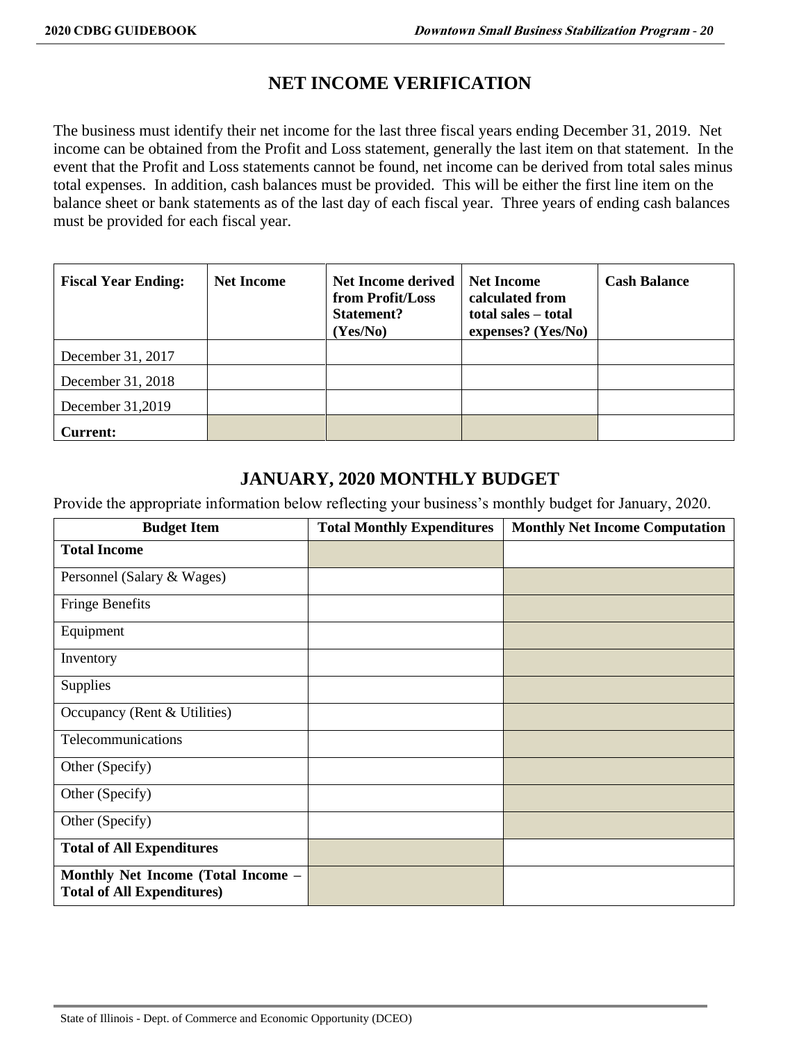# NET INCOME VERIFICATION

The business must identify their net income for the last three fiscal years ending December 31, 2019. Net income can be obtained from the Profit and Loss statement, generally the last item on that statement. In the event that the Profit and Loss statements cannot be found, net income can be derived from total sales minus total expenses. In addition, cash balances must be provided. This will be either the first line item on the balance sheet or bank statements as of the last day of each fiscal year. Three years of ending cash balances must be provided for each fiscal year.

| **Fiscal Year Ending:** | **Net Income** | **Net Income derived from Profit/Loss Statement? (Yes/No)** | **Net Income calculated from total sales – total expenses? (Yes/No)** | **Cash Balance** |
| --- | --- | --- | --- | --- |
| December 31, 2017 | | | | |
| December 31, 2018 | | | | |
| December 31,2019 | | | | |
| **Current:** | | | | |

## JANUARY, 2020 MONTHLY BUDGET

Provide the appropriate information below reflecting your business's monthly budget for January, 2020.

| **Budget Item** | **Total Monthly Expenditures** | **Monthly Net Income Computation** |
| --- | --- | --- |
| **Total Income** | | |
| Personnel (Salary & Wages) | | |
| Fringe Benefits | | |
| Equipment | | |
| Inventory | | |
| Supplies | | |
| Occupancy (Rent & Utilities) | | |
| Telecommunications | | |
| Other (Specify) | | |
| Other (Specify) | | |
| Other (Specify) | | |
| **Total of All Expenditures** | | |
| **Monthly Net Income (Total Income – Total of All Expenditures)** | | |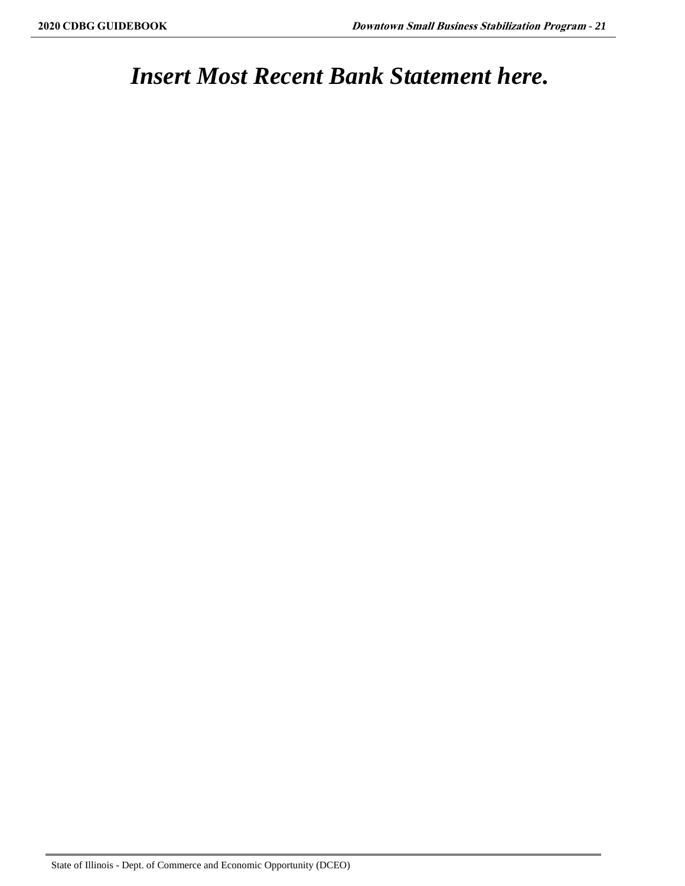# *Insert Most Recent Bank Statement here.*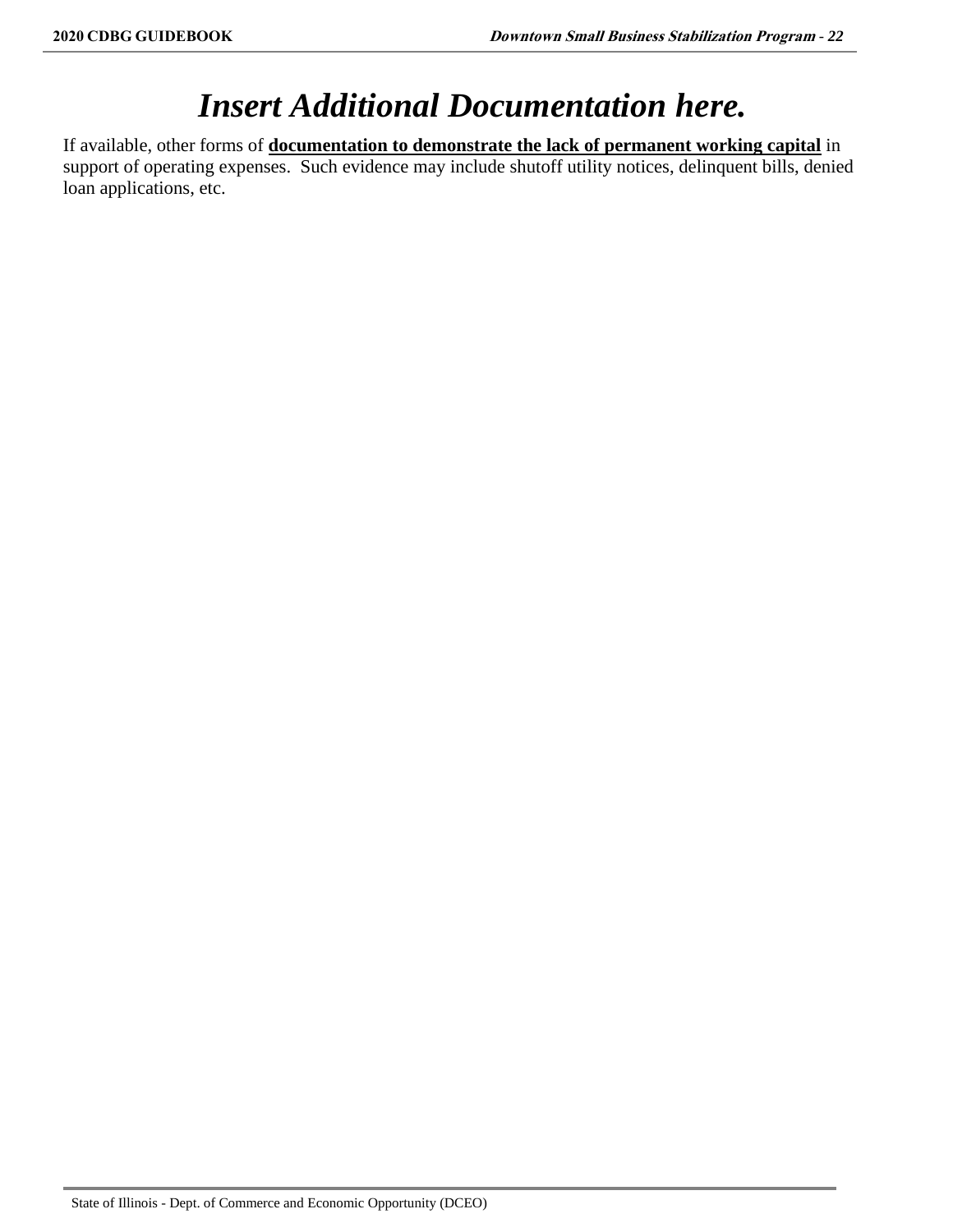# ***Insert Additional Documentation here.***

If available, other forms of **<u>documentation to demonstrate the lack of permanent working capital</u>** in support of operating expenses. Such evidence may include shutoff utility notices, delinquent bills, denied loan applications, etc.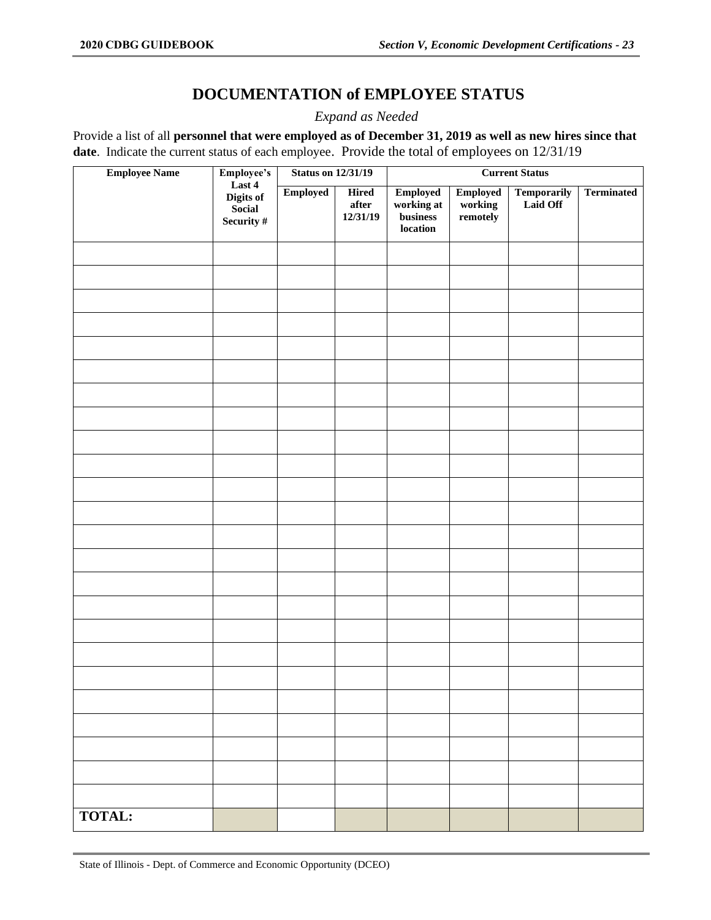# DOCUMENTATION of EMPLOYEE STATUS

*Expand as Needed*

Provide a list of all **personnel that were employed as of December 31, 2019 as well as new hires since that date**. Indicate the current status of each employee. Provide the total of employees on 12/31/19

| Employee Name | Employee's Last 4 Digits of Social Security # | Status on 12/31/19 | | Current Status | | | |
|---|---|---|---|---|---|---|---|
| | | Employed | Hired after 12/31/19 | Employed working at business location | Employed working remotely | Temporarily Laid Off | Terminated |
| | | | | | | | |
| | | | | | | | |
| | | | | | | | |
| | | | | | | | |
| | | | | | | | |
| | | | | | | | |
| | | | | | | | |
| | | | | | | | |
| | | | | | | | |
| | | | | | | | |
| | | | | | | | |
| | | | | | | | |
| | | | | | | | |
| | | | | | | | |
| | | | | | | | |
| | | | | | | | |
| | | | | | | | |
| | | | | | | | |
| | | | | | | | |
| | | | | | | | |
| | | | | | | | |
| | | | | | | | |
| | | | | | | | |
| | | | | | | | |
| **TOTAL:** | | | | | | | |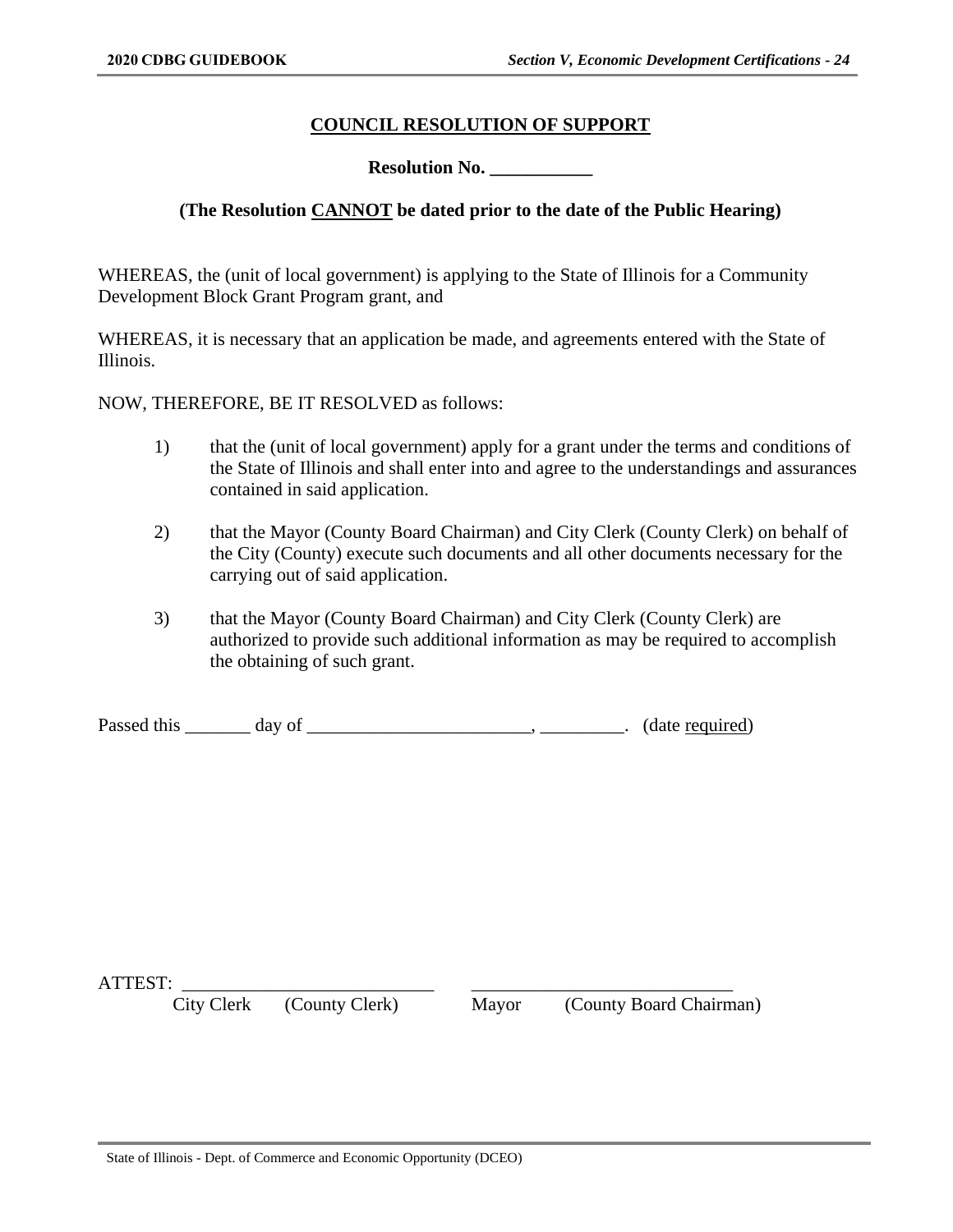## COUNCIL RESOLUTION OF SUPPORT

**Resolution No. \_\_\_\_\_\_\_\_\_\_\_**

**(The Resolution CANNOT be dated prior to the date of the Public Hearing)**

WHEREAS, the (unit of local government) is applying to the State of Illinois for a Community Development Block Grant Program grant, and

WHEREAS, it is necessary that an application be made, and agreements entered with the State of Illinois.

NOW, THEREFORE, BE IT RESOLVED as follows:

1) that the (unit of local government) apply for a grant under the terms and conditions of the State of Illinois and shall enter into and agree to the understandings and assurances contained in said application.

2) that the Mayor (County Board Chairman) and City Clerk (County Clerk) on behalf of the City (County) execute such documents and all other documents necessary for the carrying out of said application.

3) that the Mayor (County Board Chairman) and City Clerk (County Clerk) are authorized to provide such additional information as may be required to accomplish the obtaining of such grant.

Passed this \_\_\_\_\_\_\_ day of \_\_\_\_\_\_\_\_\_\_\_\_\_\_\_\_\_\_\_\_\_\_\_\_, \_\_\_\_\_\_\_\_\_. (date required)

ATTEST: \_\_\_\_\_\_\_\_\_\_\_\_\_\_\_\_\_\_\_\_\_\_\_\_\_\_\_ \_\_\_\_\_\_\_\_\_\_\_\_\_\_\_\_\_\_\_\_\_\_\_\_\_\_\_\_

City Clerk (County Clerk) Mayor (County Board Chairman)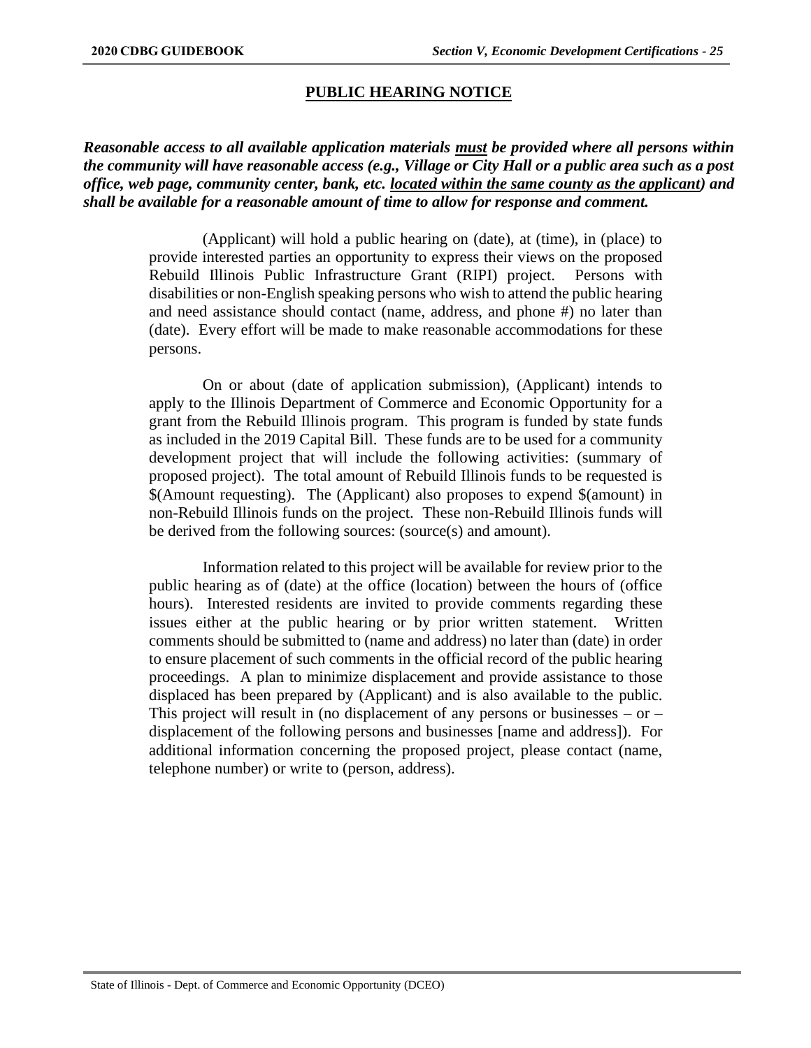## PUBLIC HEARING NOTICE

***Reasonable access to all available application materials <u>must</u> be provided where all persons within the community will have reasonable access (e.g., Village or City Hall or a public area such as a post office, web page, community center, bank, etc. <u>located within the same county as the applicant</u>) and shall be available for a reasonable amount of time to allow for response and comment.***

(Applicant) will hold a public hearing on (date), at (time), in (place) to provide interested parties an opportunity to express their views on the proposed Rebuild Illinois Public Infrastructure Grant (RIPI) project. Persons with disabilities or non-English speaking persons who wish to attend the public hearing and need assistance should contact (name, address, and phone #) no later than (date). Every effort will be made to make reasonable accommodations for these persons.

On or about (date of application submission), (Applicant) intends to apply to the Illinois Department of Commerce and Economic Opportunity for a grant from the Rebuild Illinois program. This program is funded by state funds as included in the 2019 Capital Bill. These funds are to be used for a community development project that will include the following activities: (summary of proposed project). The total amount of Rebuild Illinois funds to be requested is $(Amount requesting). The (Applicant) also proposes to expend $(amount) in non-Rebuild Illinois funds on the project. These non-Rebuild Illinois funds will be derived from the following sources: (source(s) and amount).

Information related to this project will be available for review prior to the public hearing as of (date) at the office (location) between the hours of (office hours). Interested residents are invited to provide comments regarding these issues either at the public hearing or by prior written statement. Written comments should be submitted to (name and address) no later than (date) in order to ensure placement of such comments in the official record of the public hearing proceedings. A plan to minimize displacement and provide assistance to those displaced has been prepared by (Applicant) and is also available to the public. This project will result in (no displacement of any persons or businesses – or – displacement of the following persons and businesses [name and address]). For additional information concerning the proposed project, please contact (name, telephone number) or write to (person, address).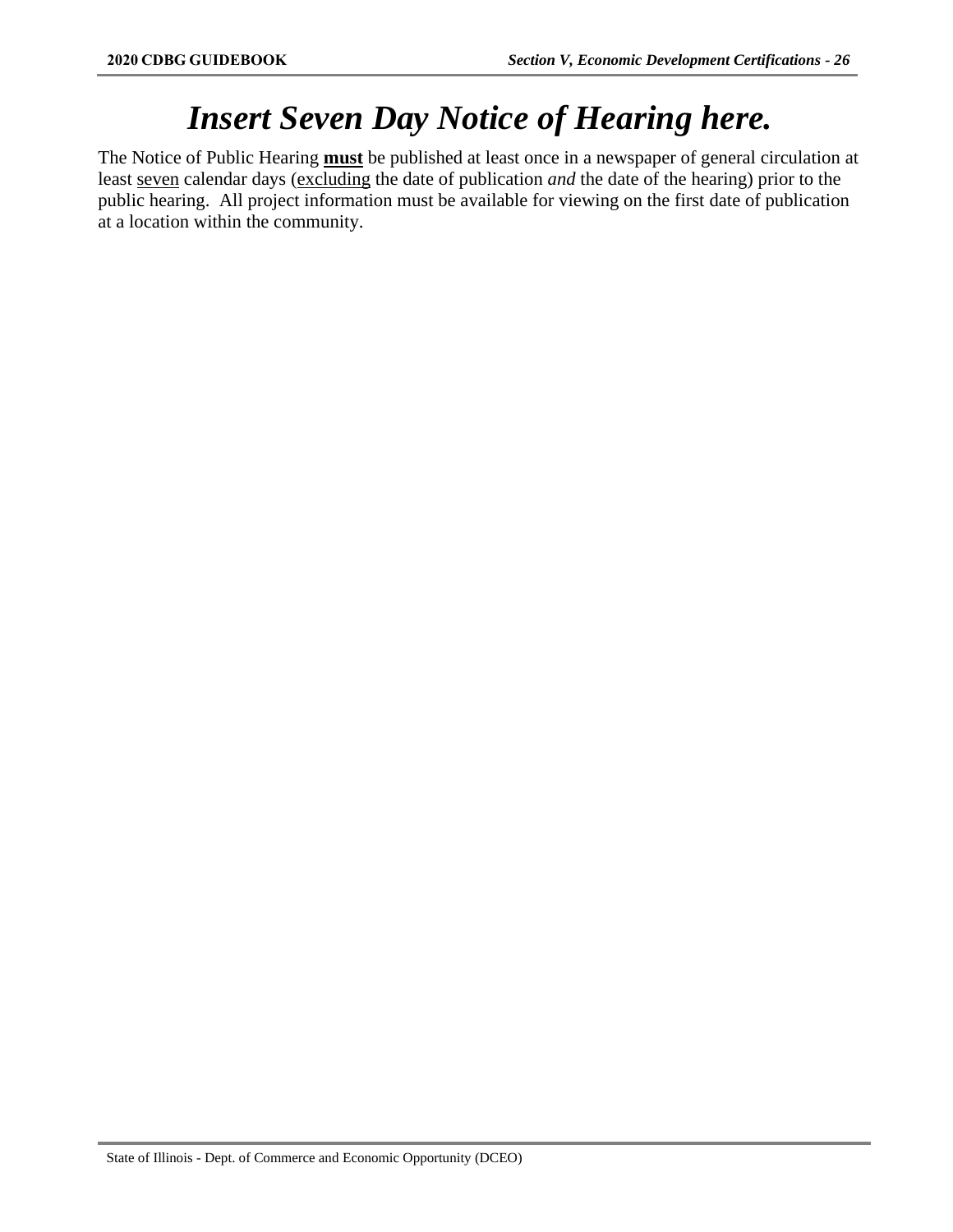# ***Insert Seven Day Notice of Hearing here.***

The Notice of Public Hearing **must** be published at least once in a newspaper of general circulation at least seven calendar days (excluding the date of publication *and* the date of the hearing) prior to the public hearing. All project information must be available for viewing on the first date of publication at a location within the community.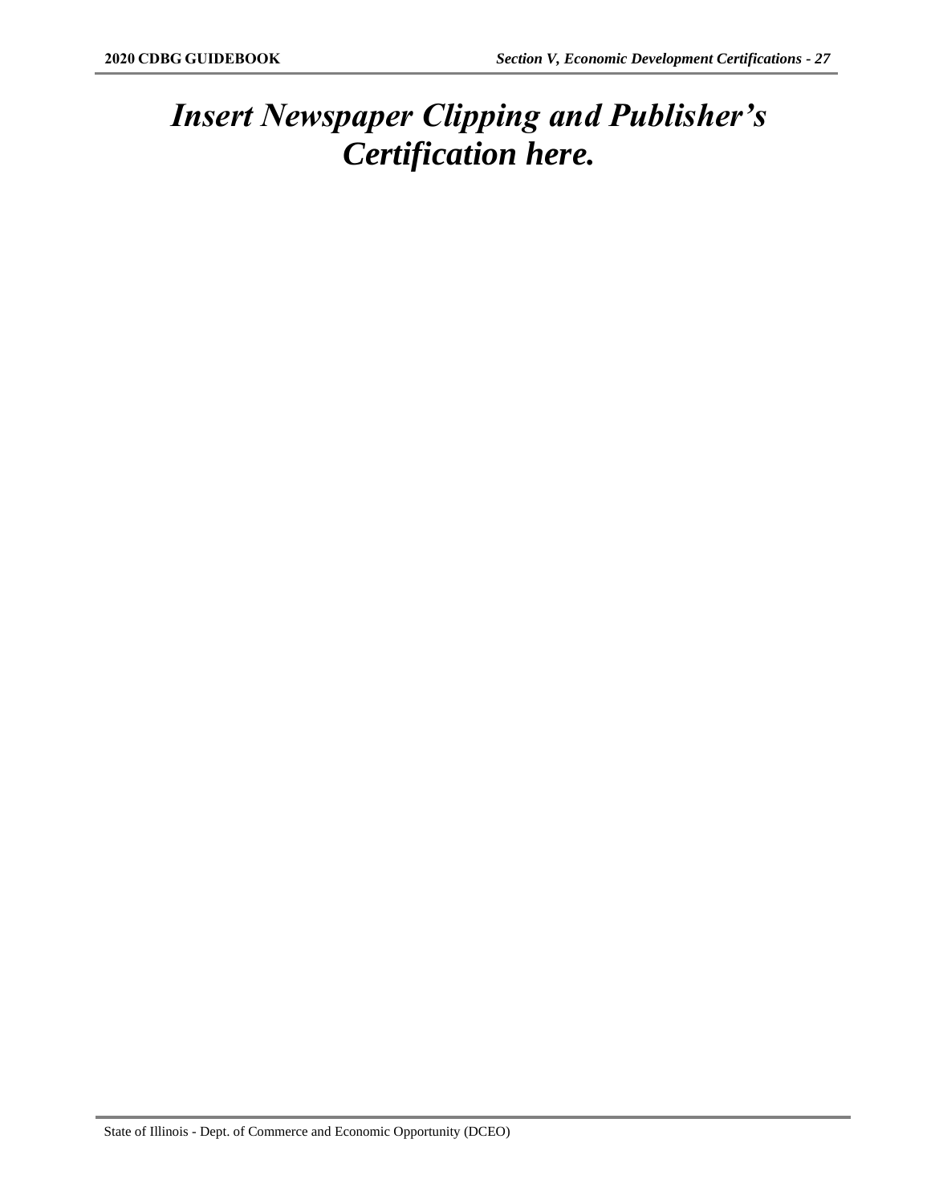# *Insert Newspaper Clipping and Publisher's Certification here.*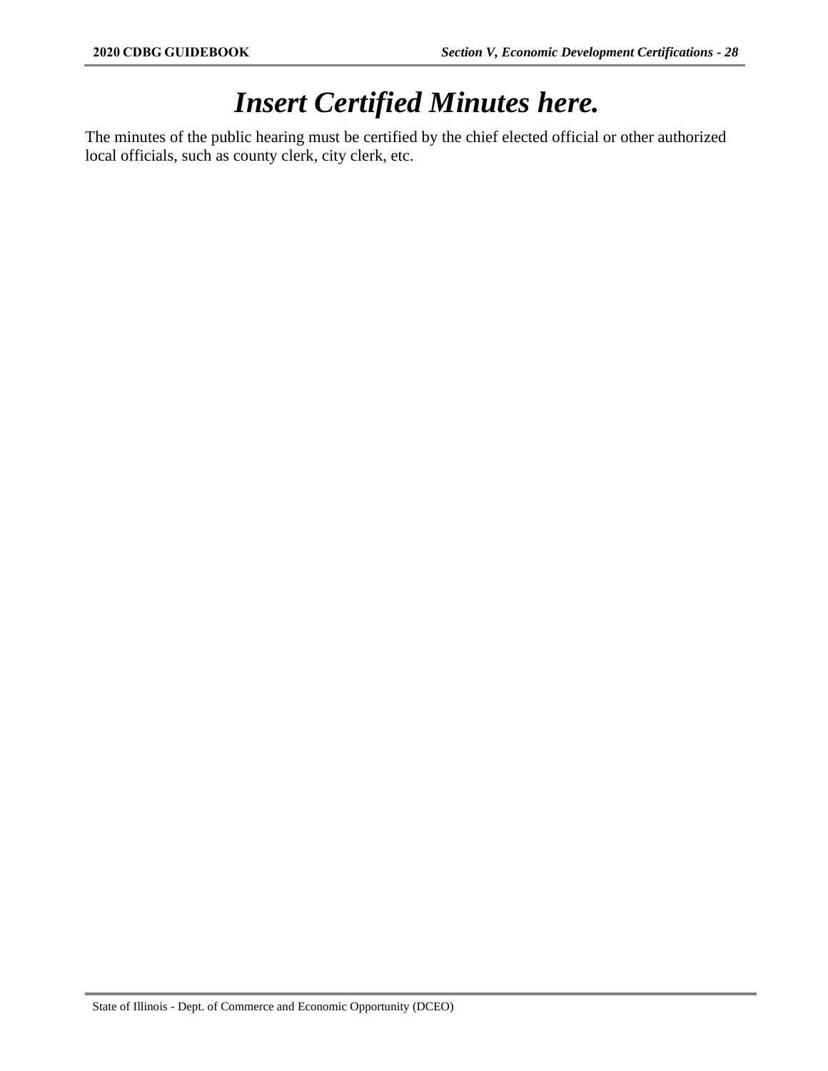# *Insert Certified Minutes here.*

The minutes of the public hearing must be certified by the chief elected official or other authorized local officials, such as county clerk, city clerk, etc.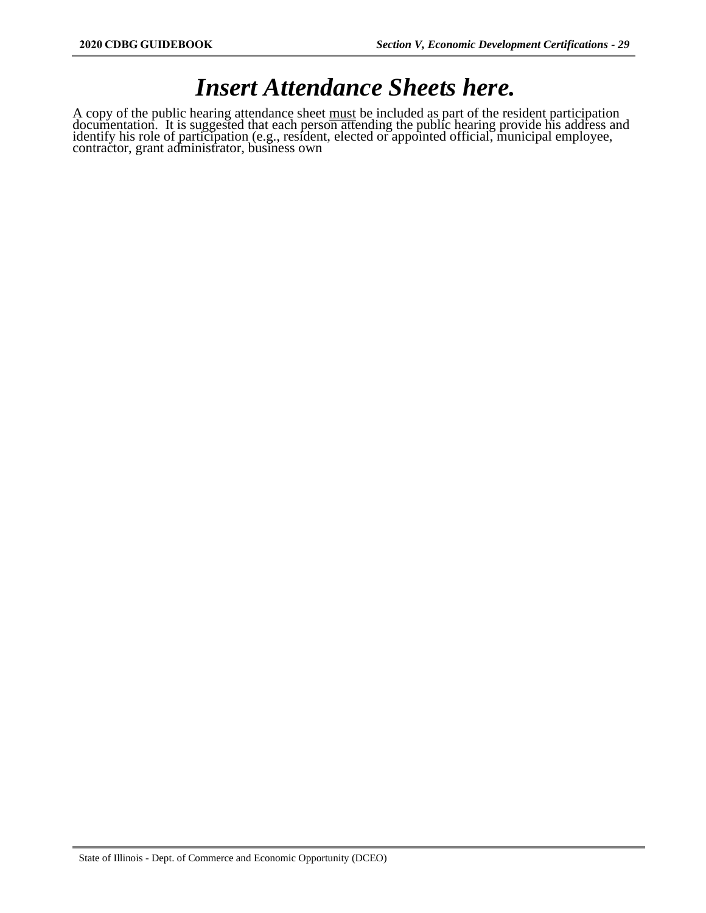# *Insert Attendance Sheets here.*

A copy of the public hearing attendance sheet <u>must</u> be included as part of the resident participation documentation. It is suggested that each person attending the public hearing provide his address and identify his role of participation (e.g., resident, elected or appointed official, municipal employee, contractor, grant administrator, business own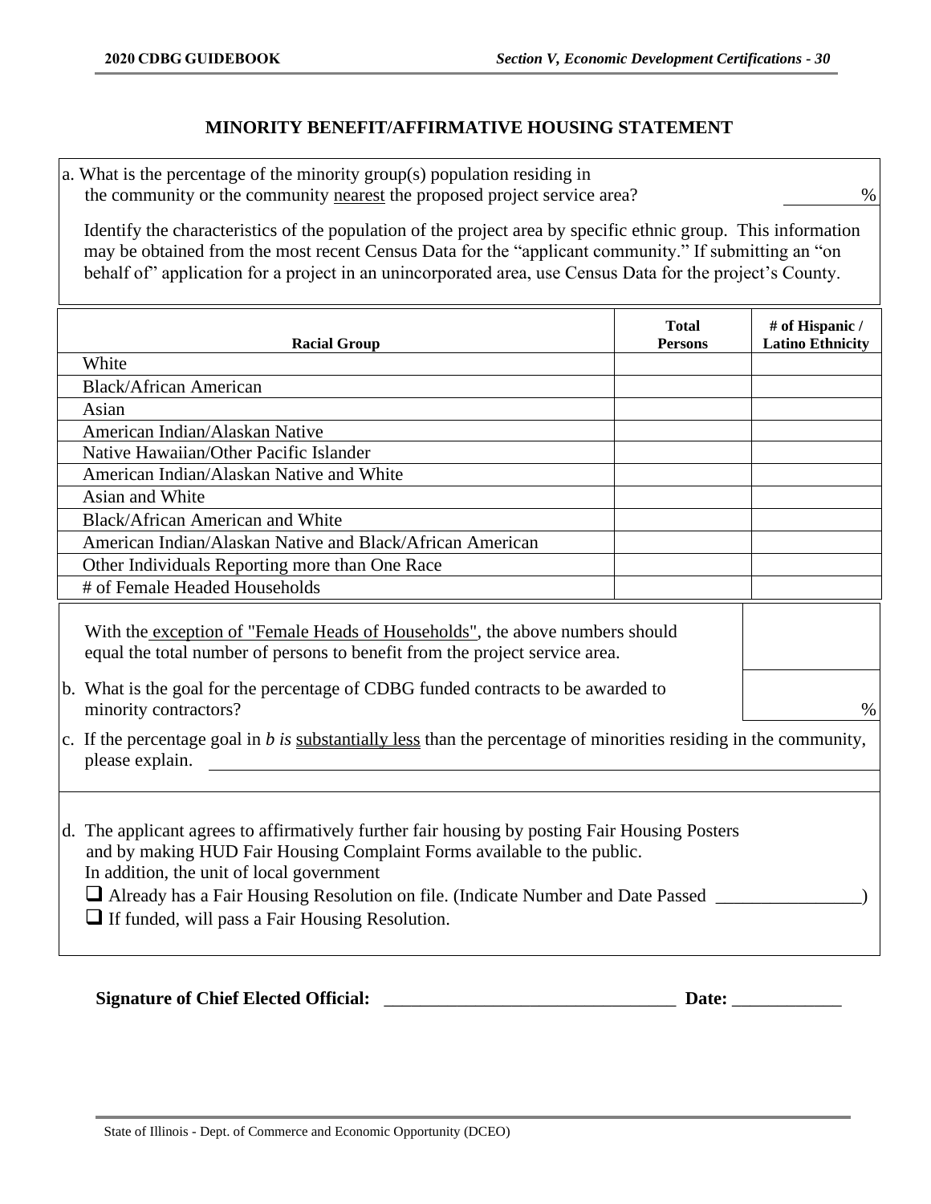## MINORITY BENEFIT/AFFIRMATIVE HOUSING STATEMENT

a. What is the percentage of the minority group(s) population residing in the community or the community nearest the proposed project service area? ________ %

Identify the characteristics of the population of the project area by specific ethnic group. This information may be obtained from the most recent Census Data for the "applicant community." If submitting an "on behalf of" application for a project in an unincorporated area, use Census Data for the project's County.

| Racial Group | Total Persons | # of Hispanic / Latino Ethnicity |
|---|---|---|
| White | | |
| Black/African American | | |
| Asian | | |
| American Indian/Alaskan Native | | |
| Native Hawaiian/Other Pacific Islander | | |
| American Indian/Alaskan Native and White | | |
| Asian and White | | |
| Black/African American and White | | |
| American Indian/Alaskan Native and Black/African American | | |
| Other Individuals Reporting more than One Race | | |
| # of Female Headed Households | | |

With the exception of "Female Heads of Households", the above numbers should equal the total number of persons to benefit from the project service area. ________

b. What is the goal for the percentage of CDBG funded contracts to be awarded to minority contractors? ________ %

c. If the percentage goal in *b is* substantially less than the percentage of minorities residing in the community, please explain. ________________________________________

d. The applicant agrees to affirmatively further fair housing by posting Fair Housing Posters and by making HUD Fair Housing Complaint Forms available to the public.
In addition, the unit of local government

- ☐ Already has a Fair Housing Resolution on file. (Indicate Number and Date Passed ________________)
- ☐ If funded, will pass a Fair Housing Resolution.

**Signature of Chief Elected Official:** ________________________________ **Date:** ____________

State of Illinois - Dept. of Commerce and Economic Opportunity (DCEO)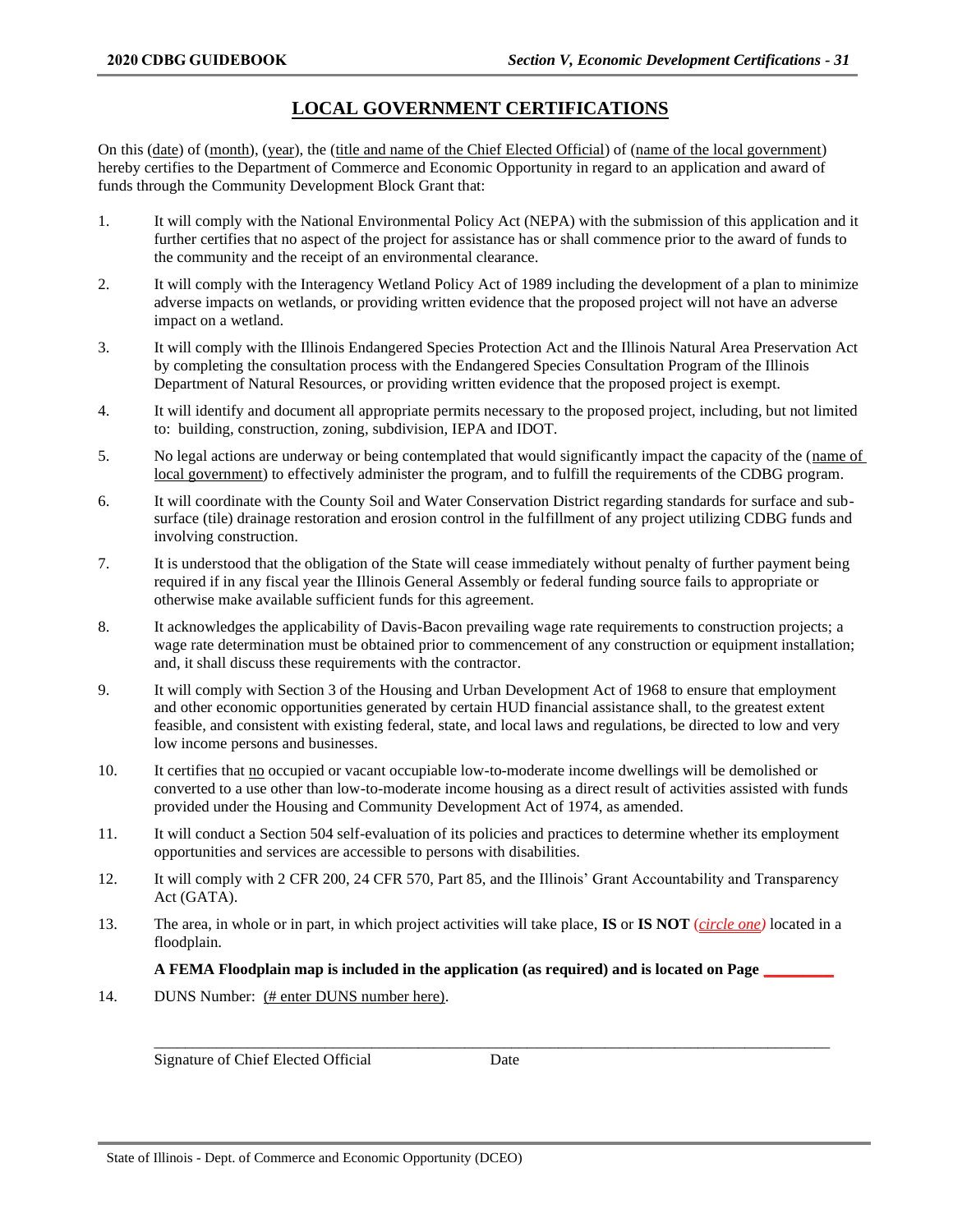# LOCAL GOVERNMENT CERTIFICATIONS

On this (date) of (month), (year), the (title and name of the Chief Elected Official) of (name of the local government) hereby certifies to the Department of Commerce and Economic Opportunity in regard to an application and award of funds through the Community Development Block Grant that:

1. It will comply with the National Environmental Policy Act (NEPA) with the submission of this application and it further certifies that no aspect of the project for assistance has or shall commence prior to the award of funds to the community and the receipt of an environmental clearance.

2. It will comply with the Interagency Wetland Policy Act of 1989 including the development of a plan to minimize adverse impacts on wetlands, or providing written evidence that the proposed project will not have an adverse impact on a wetland.

3. It will comply with the Illinois Endangered Species Protection Act and the Illinois Natural Area Preservation Act by completing the consultation process with the Endangered Species Consultation Program of the Illinois Department of Natural Resources, or providing written evidence that the proposed project is exempt.

4. It will identify and document all appropriate permits necessary to the proposed project, including, but not limited to: building, construction, zoning, subdivision, IEPA and IDOT.

5. No legal actions are underway or being contemplated that would significantly impact the capacity of the (name of local government) to effectively administer the program, and to fulfill the requirements of the CDBG program.

6. It will coordinate with the County Soil and Water Conservation District regarding standards for surface and sub-surface (tile) drainage restoration and erosion control in the fulfillment of any project utilizing CDBG funds and involving construction.

7. It is understood that the obligation of the State will cease immediately without penalty of further payment being required if in any fiscal year the Illinois General Assembly or federal funding source fails to appropriate or otherwise make available sufficient funds for this agreement.

8. It acknowledges the applicability of Davis-Bacon prevailing wage rate requirements to construction projects; a wage rate determination must be obtained prior to commencement of any construction or equipment installation; and, it shall discuss these requirements with the contractor.

9. It will comply with Section 3 of the Housing and Urban Development Act of 1968 to ensure that employment and other economic opportunities generated by certain HUD financial assistance shall, to the greatest extent feasible, and consistent with existing federal, state, and local laws and regulations, be directed to low and very low income persons and businesses.

10. It certifies that no occupied or vacant occupiable low-to-moderate income dwellings will be demolished or converted to a use other than low-to-moderate income housing as a direct result of activities assisted with funds provided under the Housing and Community Development Act of 1974, as amended.

11. It will conduct a Section 504 self-evaluation of its policies and practices to determine whether its employment opportunities and services are accessible to persons with disabilities.

12. It will comply with 2 CFR 200, 24 CFR 570, Part 85, and the Illinois' Grant Accountability and Transparency Act (GATA).

13. The area, in whole or in part, in which project activities will take place, **IS** or **IS NOT** (*circle one*) located in a floodplain.

    **A FEMA Floodplain map is included in the application (as required) and is located on Page ________**

14. DUNS Number: (# enter DUNS number here).

_______________________________________________________________________________

Signature of Chief Elected Official                    Date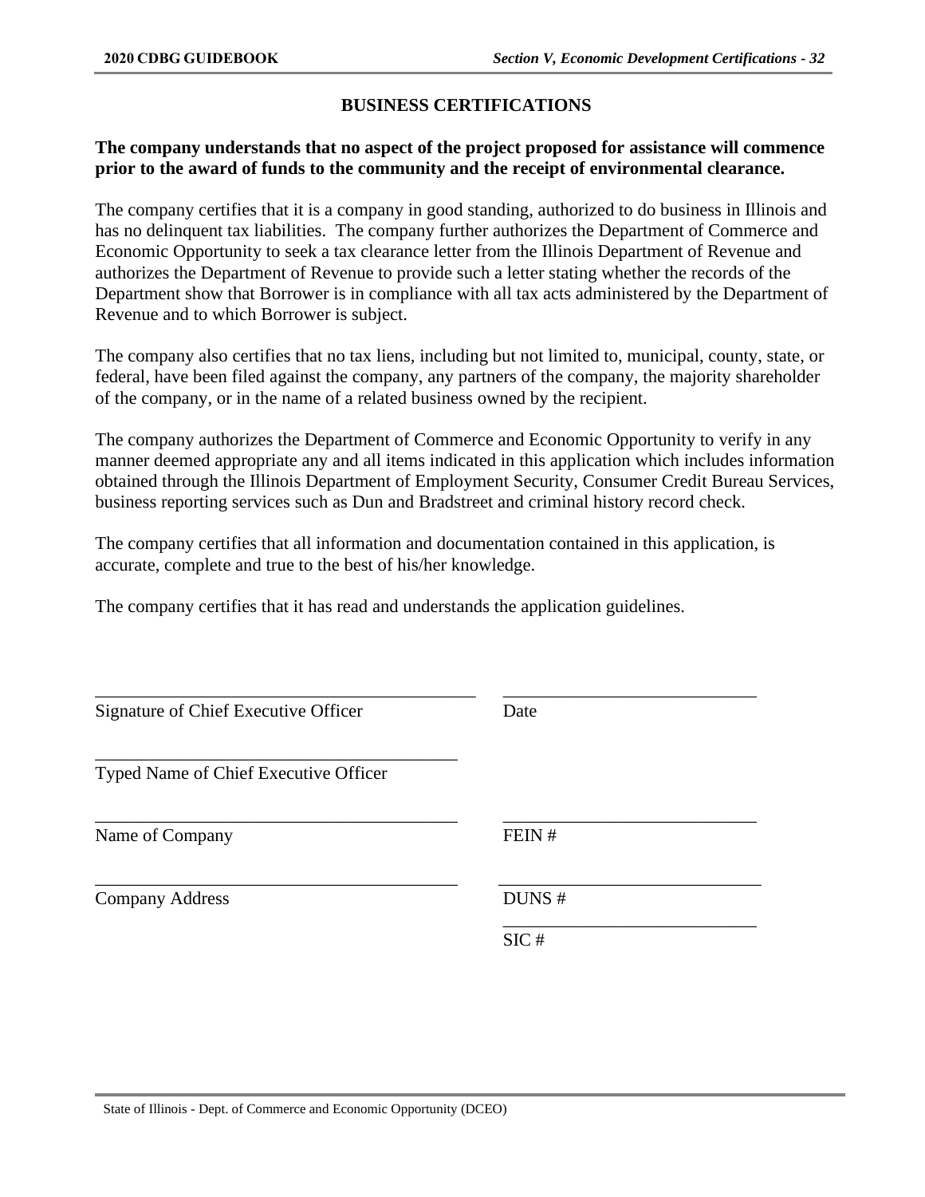## BUSINESS CERTIFICATIONS

**The company understands that no aspect of the project proposed for assistance will commence prior to the award of funds to the community and the receipt of environmental clearance.**

The company certifies that it is a company in good standing, authorized to do business in Illinois and has no delinquent tax liabilities. The company further authorizes the Department of Commerce and Economic Opportunity to seek a tax clearance letter from the Illinois Department of Revenue and authorizes the Department of Revenue to provide such a letter stating whether the records of the Department show that Borrower is in compliance with all tax acts administered by the Department of Revenue and to which Borrower is subject.

The company also certifies that no tax liens, including but not limited to, municipal, county, state, or federal, have been filed against the company, any partners of the company, the majority shareholder of the company, or in the name of a related business owned by the recipient.

The company authorizes the Department of Commerce and Economic Opportunity to verify in any manner deemed appropriate any and all items indicated in this application which includes information obtained through the Illinois Department of Employment Security, Consumer Credit Bureau Services, business reporting services such as Dun and Bradstreet and criminal history record check.

The company certifies that all information and documentation contained in this application, is accurate, complete and true to the best of his/her knowledge.

The company certifies that it has read and understands the application guidelines.

\_\_\_\_\_\_\_\_\_\_\_\_\_\_\_\_\_\_\_\_\_\_\_\_\_\_\_\_\_\_\_\_\_\_\_\_\_\_\_\_ \_\_\_\_\_\_\_\_\_\_\_\_\_\_\_\_\_\_\_\_\_\_\_\_\_\_\_\_
Signature of Chief Executive Officer Date

\_\_\_\_\_\_\_\_\_\_\_\_\_\_\_\_\_\_\_\_\_\_\_\_\_\_\_\_\_\_\_\_\_\_\_\_\_\_\_\_
Typed Name of Chief Executive Officer

\_\_\_\_\_\_\_\_\_\_\_\_\_\_\_\_\_\_\_\_\_\_\_\_\_\_\_\_\_\_\_\_\_\_\_\_\_\_\_\_ \_\_\_\_\_\_\_\_\_\_\_\_\_\_\_\_\_\_\_\_\_\_\_\_\_\_\_\_
Name of Company FEIN #

\_\_\_\_\_\_\_\_\_\_\_\_\_\_\_\_\_\_\_\_\_\_\_\_\_\_\_\_\_\_\_\_\_\_\_\_\_\_\_\_ \_\_\_\_\_\_\_\_\_\_\_\_\_\_\_\_\_\_\_\_\_\_\_\_\_\_\_\_
Company Address DUNS #

\_\_\_\_\_\_\_\_\_\_\_\_\_\_\_\_\_\_\_\_\_\_\_\_\_\_\_\_
SIC #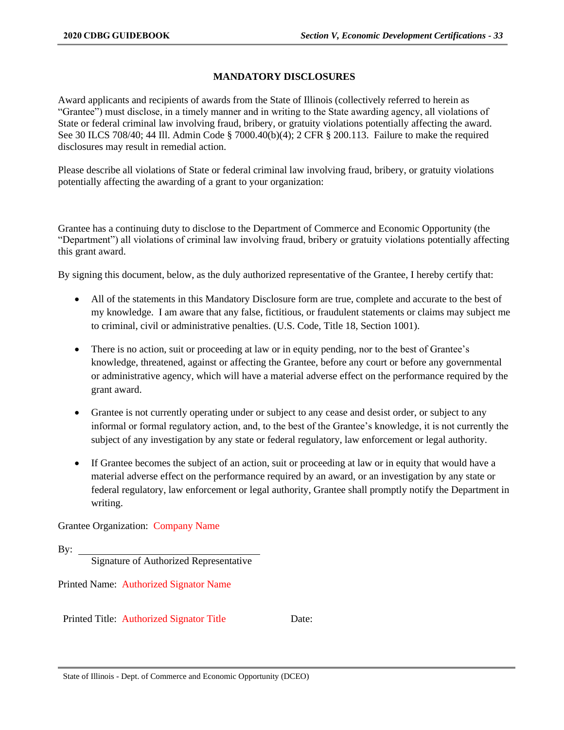## MANDATORY DISCLOSURES

Award applicants and recipients of awards from the State of Illinois (collectively referred to herein as "Grantee") must disclose, in a timely manner and in writing to the State awarding agency, all violations of State or federal criminal law involving fraud, bribery, or gratuity violations potentially affecting the award. See 30 ILCS 708/40; 44 Ill. Admin Code § 7000.40(b)(4); 2 CFR § 200.113. Failure to make the required disclosures may result in remedial action.

Please describe all violations of State or federal criminal law involving fraud, bribery, or gratuity violations potentially affecting the awarding of a grant to your organization:

Grantee has a continuing duty to disclose to the Department of Commerce and Economic Opportunity (the "Department") all violations of criminal law involving fraud, bribery or gratuity violations potentially affecting this grant award.

By signing this document, below, as the duly authorized representative of the Grantee, I hereby certify that:

- All of the statements in this Mandatory Disclosure form are true, complete and accurate to the best of my knowledge. I am aware that any false, fictitious, or fraudulent statements or claims may subject me to criminal, civil or administrative penalties. (U.S. Code, Title 18, Section 1001).
- There is no action, suit or proceeding at law or in equity pending, nor to the best of Grantee's knowledge, threatened, against or affecting the Grantee, before any court or before any governmental or administrative agency, which will have a material adverse effect on the performance required by the grant award.
- Grantee is not currently operating under or subject to any cease and desist order, or subject to any informal or formal regulatory action, and, to the best of the Grantee's knowledge, it is not currently the subject of any investigation by any state or federal regulatory, law enforcement or legal authority.
- If Grantee becomes the subject of an action, suit or proceeding at law or in equity that would have a material adverse effect on the performance required by an award, or an investigation by any state or federal regulatory, law enforcement or legal authority, Grantee shall promptly notify the Department in writing.

Grantee Organization: Company Name

By: ______________________________

Signature of Authorized Representative

Printed Name: Authorized Signator Name

Printed Title: Authorized Signator Title Date: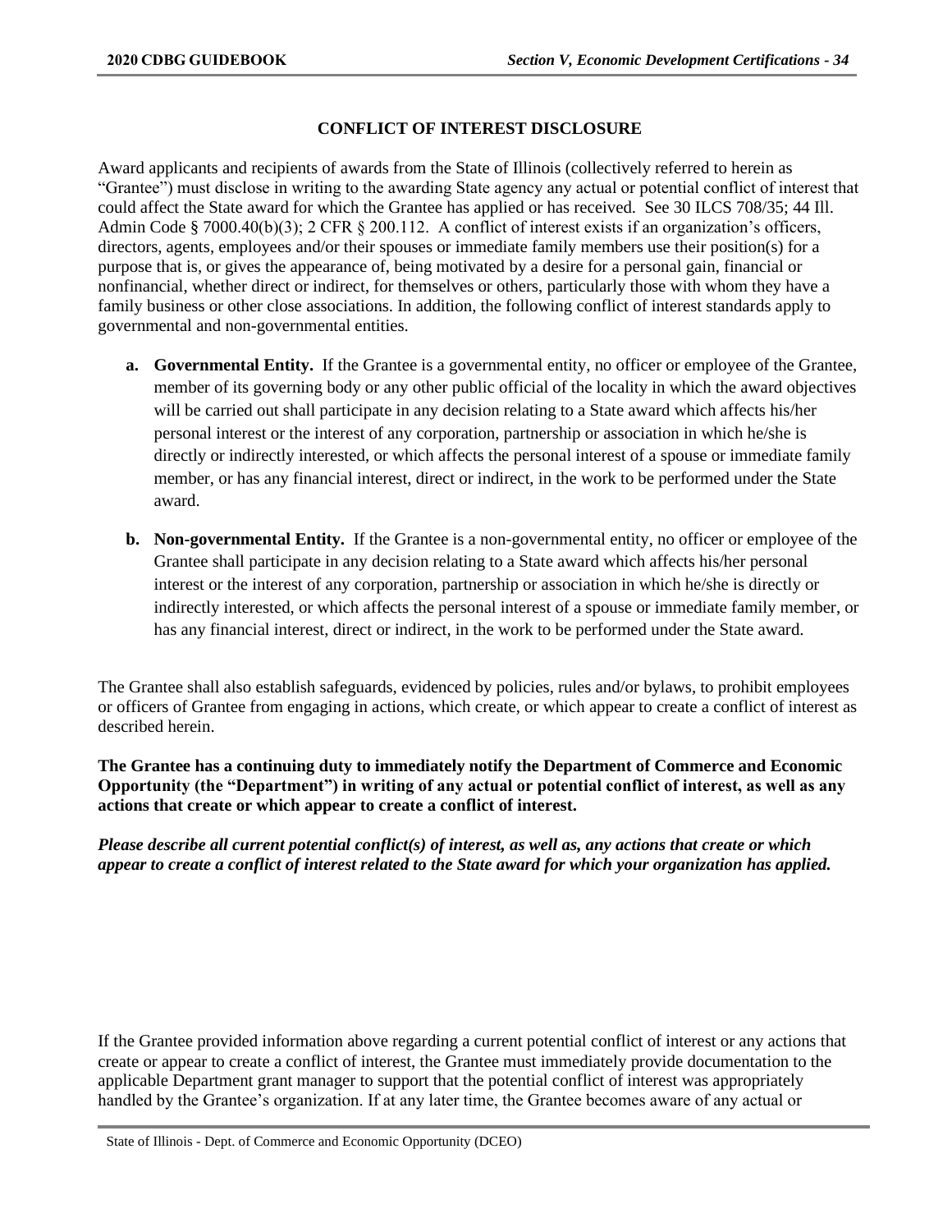## CONFLICT OF INTEREST DISCLOSURE

Award applicants and recipients of awards from the State of Illinois (collectively referred to herein as "Grantee") must disclose in writing to the awarding State agency any actual or potential conflict of interest that could affect the State award for which the Grantee has applied or has received. See 30 ILCS 708/35; 44 Ill. Admin Code § 7000.40(b)(3); 2 CFR § 200.112. A conflict of interest exists if an organization's officers, directors, agents, employees and/or their spouses or immediate family members use their position(s) for a purpose that is, or gives the appearance of, being motivated by a desire for a personal gain, financial or nonfinancial, whether direct or indirect, for themselves or others, particularly those with whom they have a family business or other close associations. In addition, the following conflict of interest standards apply to governmental and non-governmental entities.

- **a. Governmental Entity.** If the Grantee is a governmental entity, no officer or employee of the Grantee, member of its governing body or any other public official of the locality in which the award objectives will be carried out shall participate in any decision relating to a State award which affects his/her personal interest or the interest of any corporation, partnership or association in which he/she is directly or indirectly interested, or which affects the personal interest of a spouse or immediate family member, or has any financial interest, direct or indirect, in the work to be performed under the State award.

- **b. Non-governmental Entity.** If the Grantee is a non-governmental entity, no officer or employee of the Grantee shall participate in any decision relating to a State award which affects his/her personal interest or the interest of any corporation, partnership or association in which he/she is directly or indirectly interested, or which affects the personal interest of a spouse or immediate family member, or has any financial interest, direct or indirect, in the work to be performed under the State award.

The Grantee shall also establish safeguards, evidenced by policies, rules and/or bylaws, to prohibit employees or officers of Grantee from engaging in actions, which create, or which appear to create a conflict of interest as described herein.

**The Grantee has a continuing duty to immediately notify the Department of Commerce and Economic Opportunity (the "Department") in writing of any actual or potential conflict of interest, as well as any actions that create or which appear to create a conflict of interest.**

***Please describe all current potential conflict(s) of interest, as well as, any actions that create or which appear to create a conflict of interest related to the State award for which your organization has applied.***

If the Grantee provided information above regarding a current potential conflict of interest or any actions that create or appear to create a conflict of interest, the Grantee must immediately provide documentation to the applicable Department grant manager to support that the potential conflict of interest was appropriately handled by the Grantee's organization. If at any later time, the Grantee becomes aware of any actual or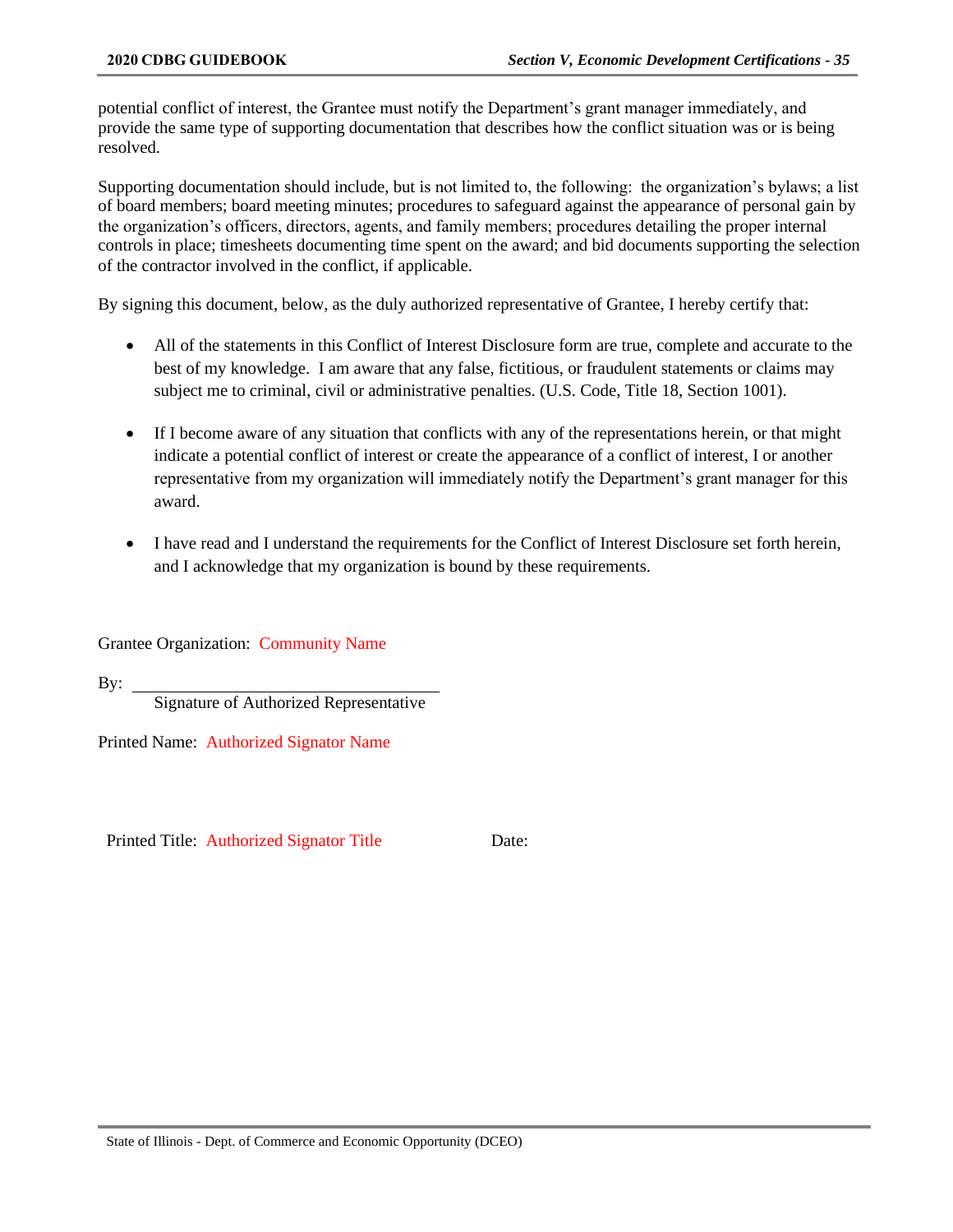potential conflict of interest, the Grantee must notify the Department's grant manager immediately, and provide the same type of supporting documentation that describes how the conflict situation was or is being resolved.

Supporting documentation should include, but is not limited to, the following: the organization's bylaws; a list of board members; board meeting minutes; procedures to safeguard against the appearance of personal gain by the organization's officers, directors, agents, and family members; procedures detailing the proper internal controls in place; timesheets documenting time spent on the award; and bid documents supporting the selection of the contractor involved in the conflict, if applicable.

By signing this document, below, as the duly authorized representative of Grantee, I hereby certify that:

- All of the statements in this Conflict of Interest Disclosure form are true, complete and accurate to the best of my knowledge. I am aware that any false, fictitious, or fraudulent statements or claims may subject me to criminal, civil or administrative penalties. (U.S. Code, Title 18, Section 1001).

- If I become aware of any situation that conflicts with any of the representations herein, or that might indicate a potential conflict of interest or create the appearance of a conflict of interest, I or another representative from my organization will immediately notify the Department's grant manager for this award.

- I have read and I understand the requirements for the Conflict of Interest Disclosure set forth herein, and I acknowledge that my organization is bound by these requirements.

Grantee Organization: Community Name

By: \_\_\_\_\_\_\_\_\_\_\_\_\_\_\_\_\_\_\_\_\_\_\_\_\_\_\_\_\_\_\_\_\_\_\_\_
Signature of Authorized Representative

Printed Name: Authorized Signator Name

Printed Title: Authorized Signator Title Date: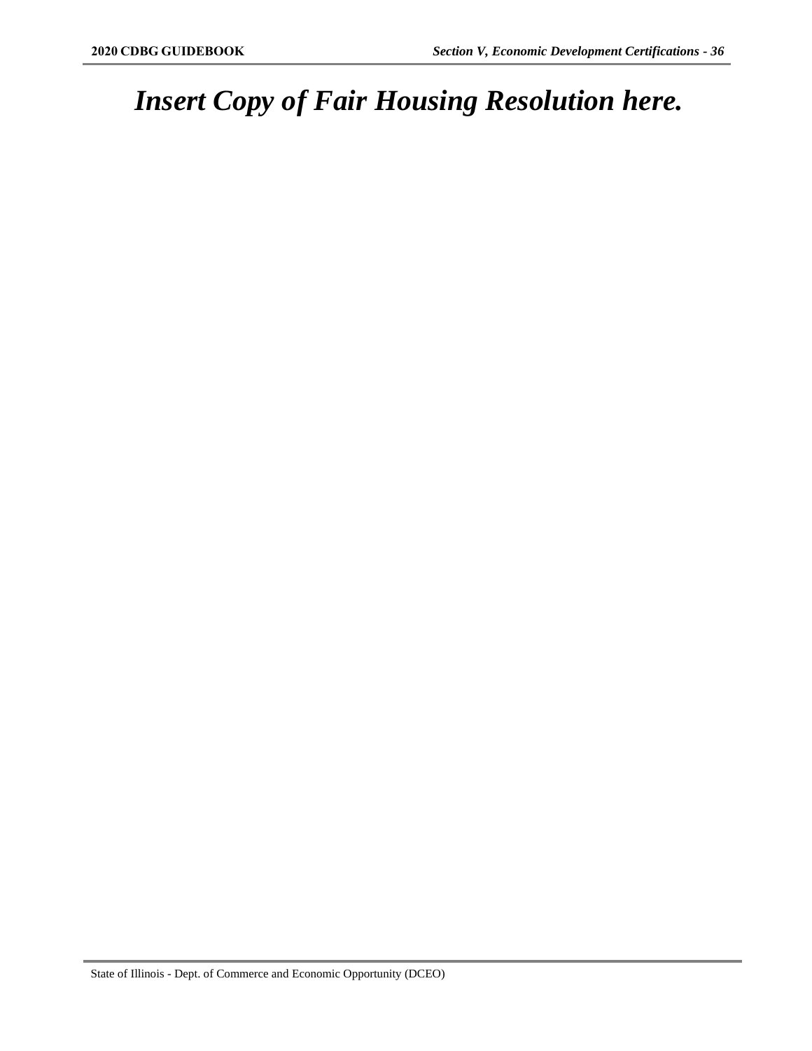# *Insert Copy of Fair Housing Resolution here.*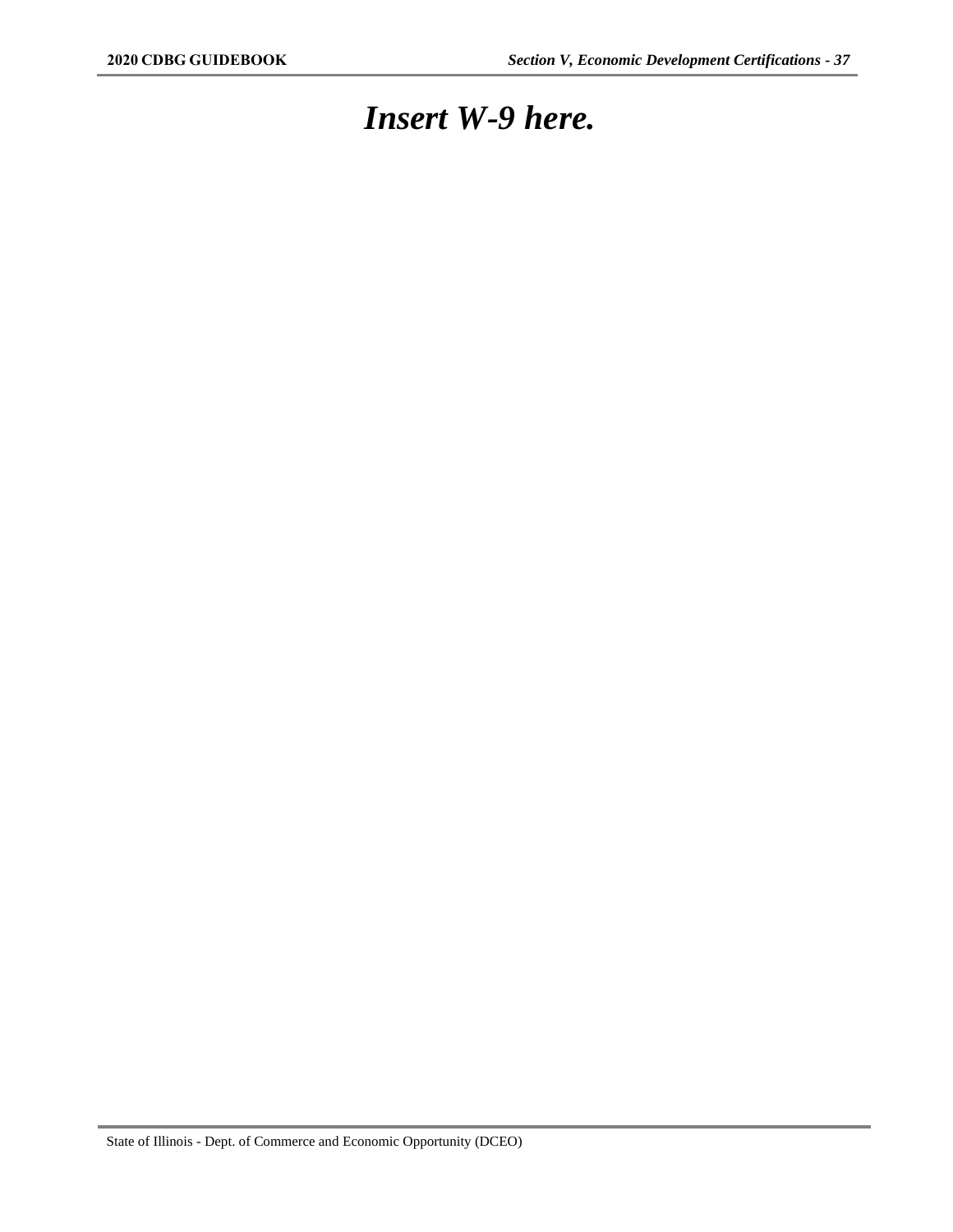# *Insert W-9 here.*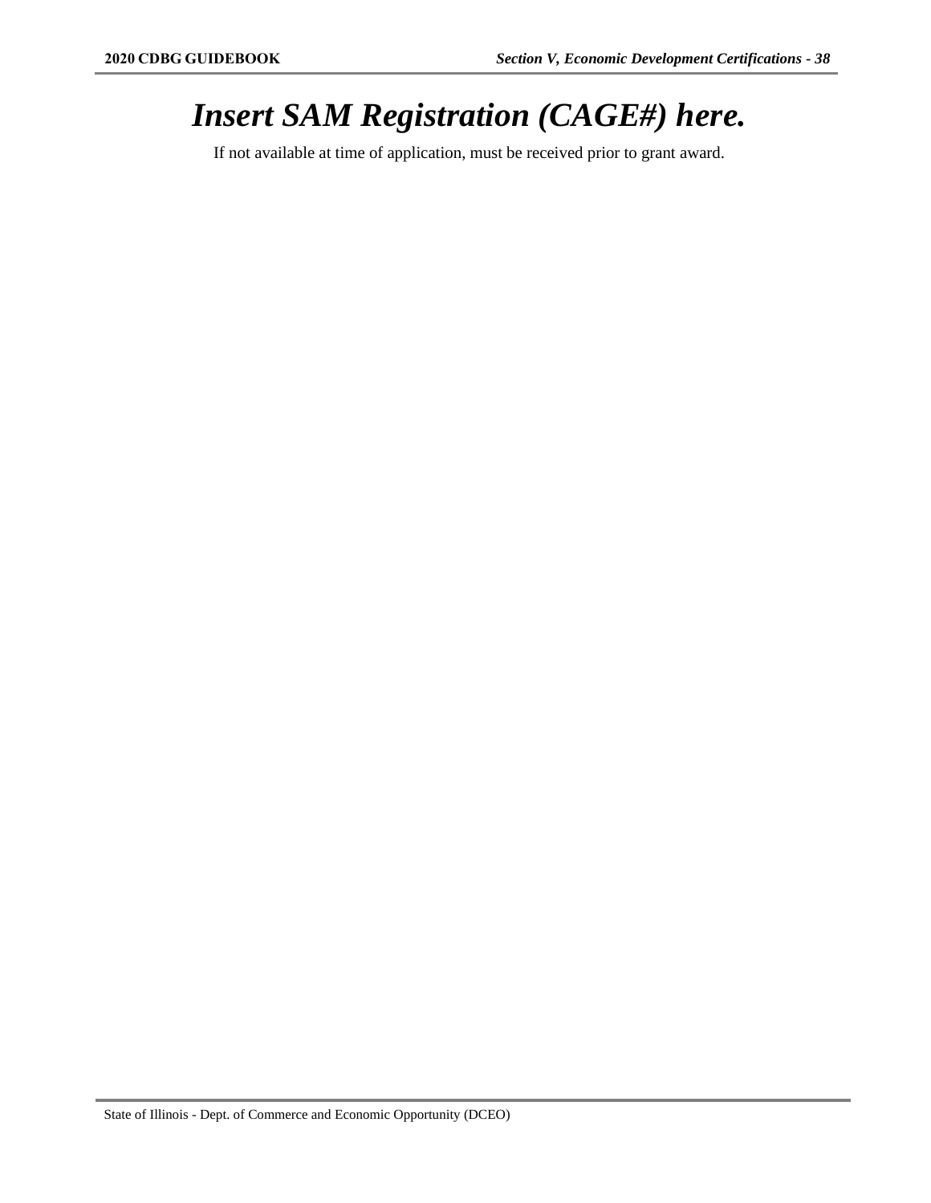# *Insert SAM Registration (CAGE#) here.*

If not available at time of application, must be received prior to grant award.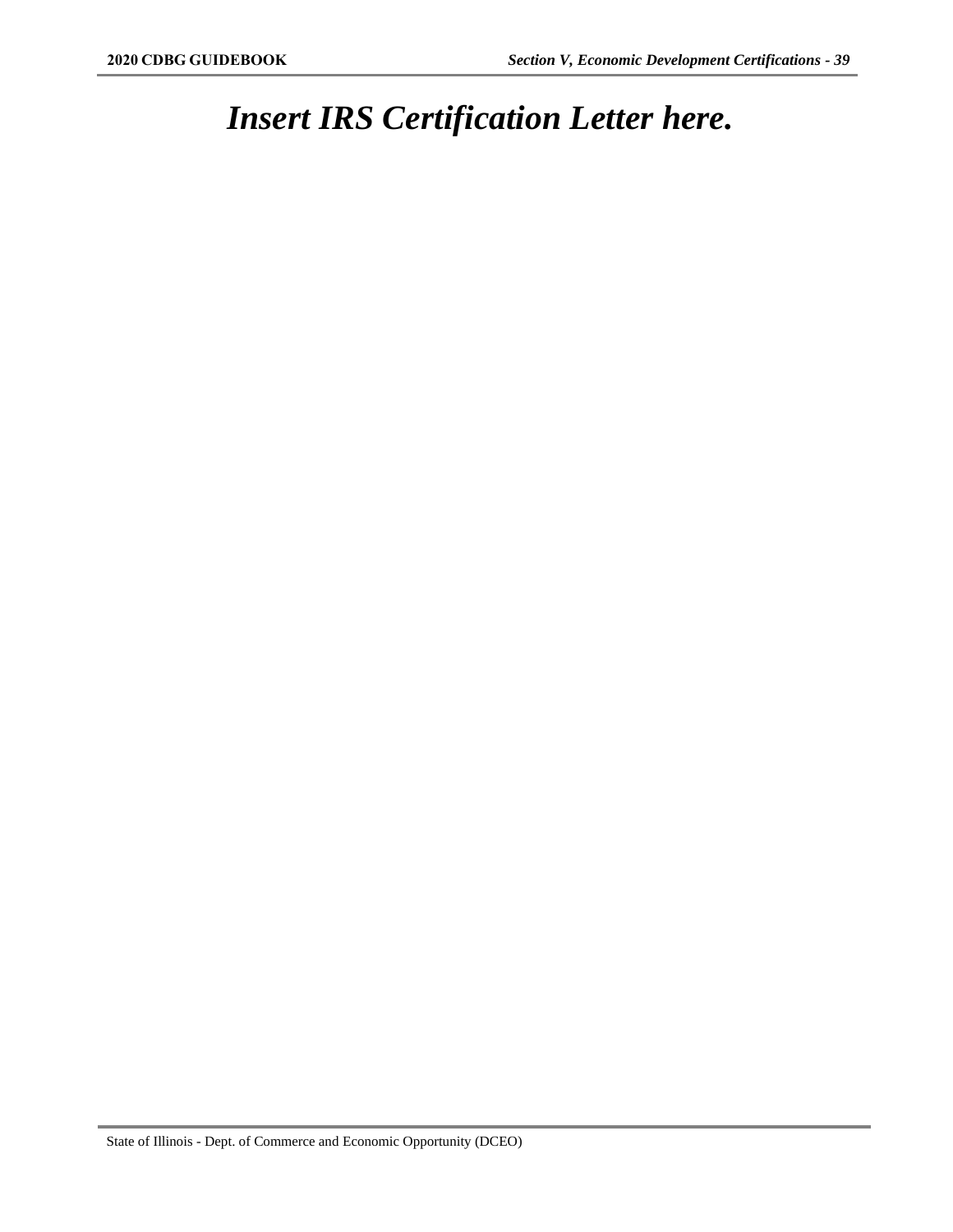# *Insert IRS Certification Letter here.*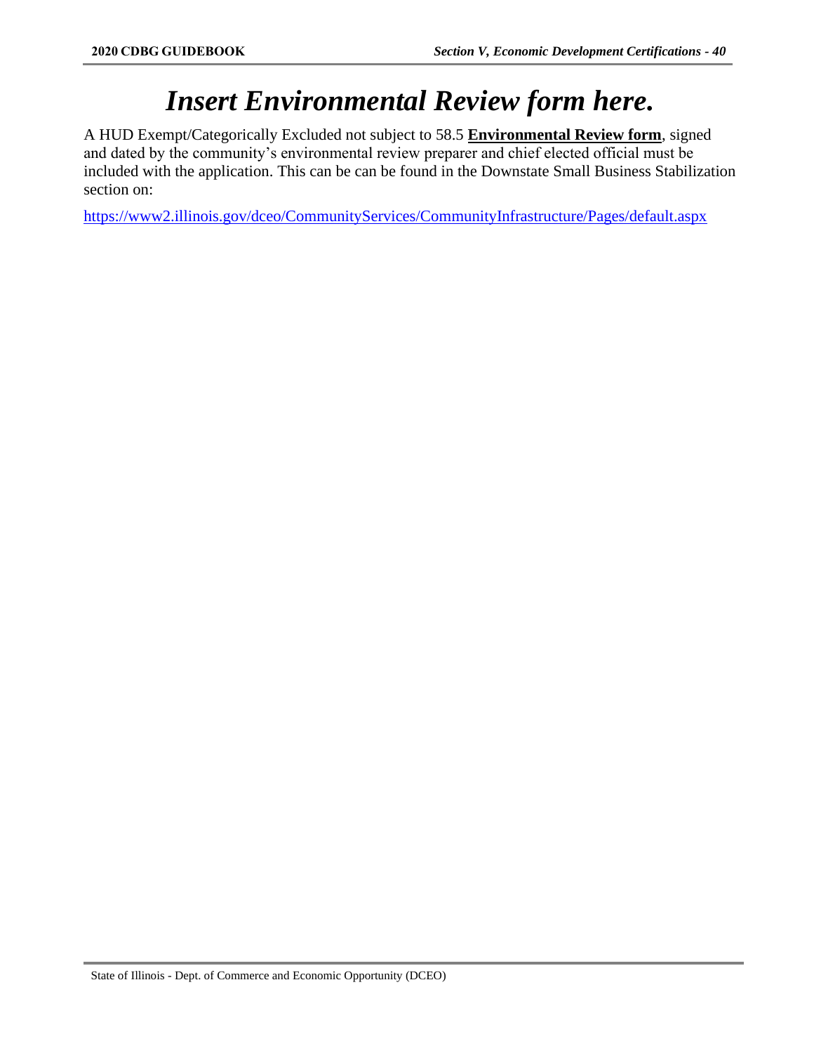# *Insert Environmental Review form here.*

A HUD Exempt/Categorically Excluded not subject to 58.5 **Environmental Review form**, signed and dated by the community's environmental review preparer and chief elected official must be included with the application. This can be can be found in the Downstate Small Business Stabilization section on:

https://www2.illinois.gov/dceo/CommunityServices/CommunityInfrastructure/Pages/default.aspx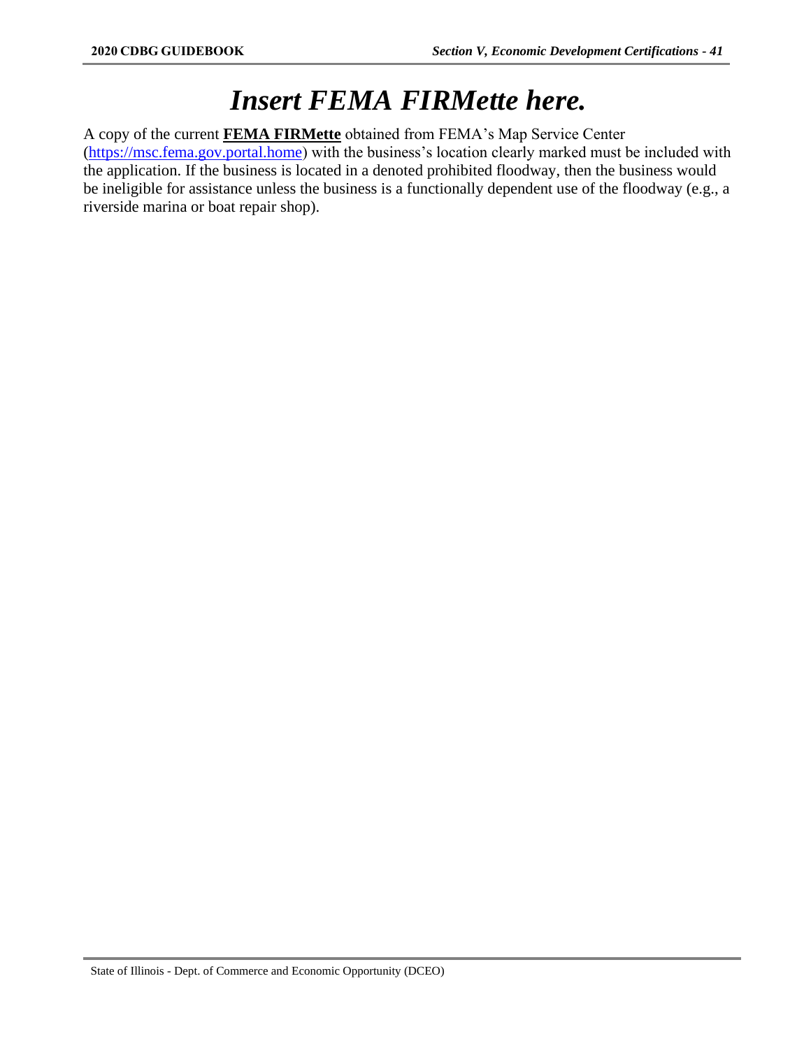# *Insert FEMA FIRMette here.*

A copy of the current **FEMA FIRMette** obtained from FEMA's Map Service Center (https://msc.fema.gov.portal.home) with the business's location clearly marked must be included with the application. If the business is located in a denoted prohibited floodway, then the business would be ineligible for assistance unless the business is a functionally dependent use of the floodway (e.g., a riverside marina or boat repair shop).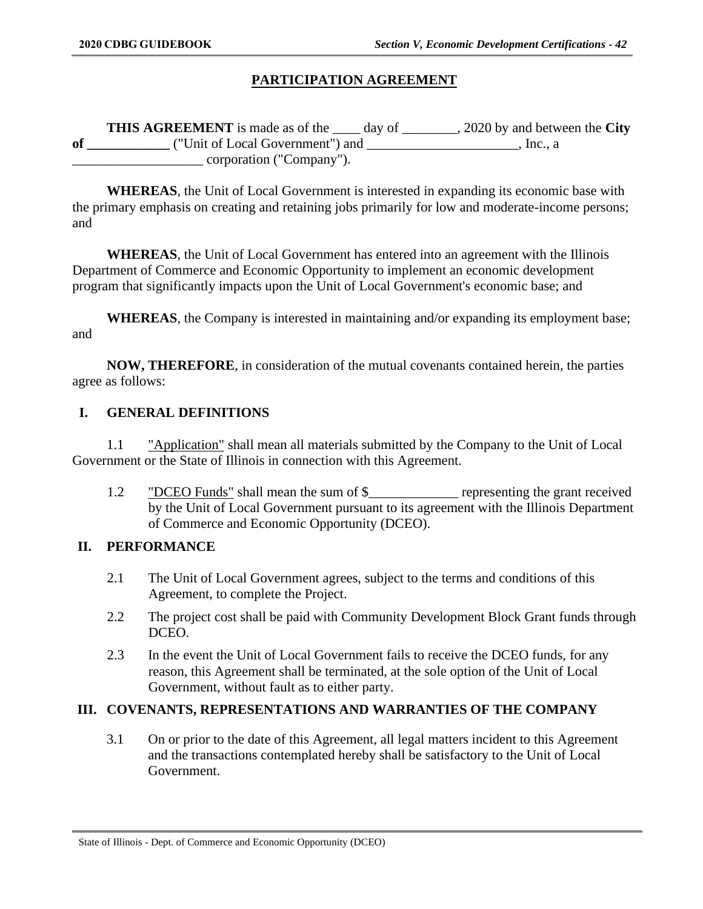# PARTICIPATION AGREEMENT

**THIS AGREEMENT** is made as of the ____ day of ________, 2020 by and between the **City of ____________** ("Unit of Local Government") and ______________________, Inc., a ___________________ corporation ("Company").

**WHEREAS**, the Unit of Local Government is interested in expanding its economic base with the primary emphasis on creating and retaining jobs primarily for low and moderate-income persons; and

**WHEREAS**, the Unit of Local Government has entered into an agreement with the Illinois Department of Commerce and Economic Opportunity to implement an economic development program that significantly impacts upon the Unit of Local Government's economic base; and

**WHEREAS**, the Company is interested in maintaining and/or expanding its employment base; and

**NOW, THEREFORE**, in consideration of the mutual covenants contained herein, the parties agree as follows:

## I. GENERAL DEFINITIONS

1.1 "Application" shall mean all materials submitted by the Company to the Unit of Local Government or the State of Illinois in connection with this Agreement.

1.2 "DCEO Funds" shall mean the sum of $_____________ representing the grant received by the Unit of Local Government pursuant to its agreement with the Illinois Department of Commerce and Economic Opportunity (DCEO).

## II. PERFORMANCE

2.1 The Unit of Local Government agrees, subject to the terms and conditions of this Agreement, to complete the Project.

2.2 The project cost shall be paid with Community Development Block Grant funds through DCEO.

2.3 In the event the Unit of Local Government fails to receive the DCEO funds, for any reason, this Agreement shall be terminated, at the sole option of the Unit of Local Government, without fault as to either party.

## III. COVENANTS, REPRESENTATIONS AND WARRANTIES OF THE COMPANY

3.1 On or prior to the date of this Agreement, all legal matters incident to this Agreement and the transactions contemplated hereby shall be satisfactory to the Unit of Local Government.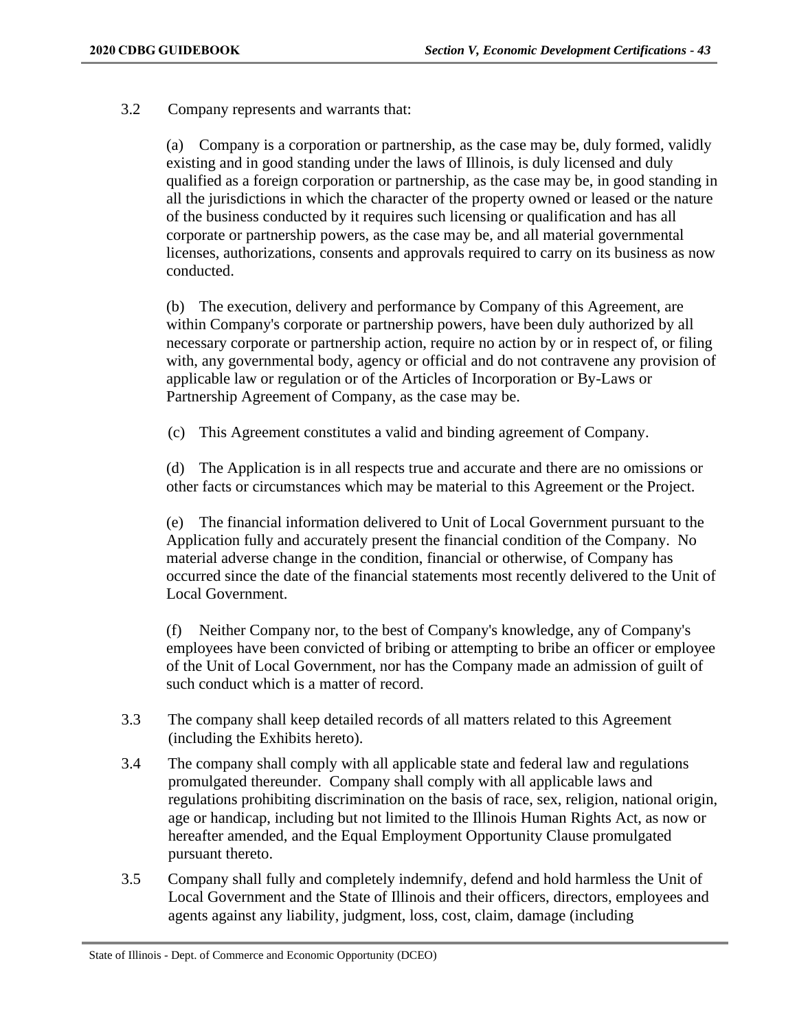3.2 Company represents and warrants that:

(a) Company is a corporation or partnership, as the case may be, duly formed, validly existing and in good standing under the laws of Illinois, is duly licensed and duly qualified as a foreign corporation or partnership, as the case may be, in good standing in all the jurisdictions in which the character of the property owned or leased or the nature of the business conducted by it requires such licensing or qualification and has all corporate or partnership powers, as the case may be, and all material governmental licenses, authorizations, consents and approvals required to carry on its business as now conducted.

(b) The execution, delivery and performance by Company of this Agreement, are within Company's corporate or partnership powers, have been duly authorized by all necessary corporate or partnership action, require no action by or in respect of, or filing with, any governmental body, agency or official and do not contravene any provision of applicable law or regulation or of the Articles of Incorporation or By-Laws or Partnership Agreement of Company, as the case may be.

(c) This Agreement constitutes a valid and binding agreement of Company.

(d) The Application is in all respects true and accurate and there are no omissions or other facts or circumstances which may be material to this Agreement or the Project.

(e) The financial information delivered to Unit of Local Government pursuant to the Application fully and accurately present the financial condition of the Company. No material adverse change in the condition, financial or otherwise, of Company has occurred since the date of the financial statements most recently delivered to the Unit of Local Government.

(f) Neither Company nor, to the best of Company's knowledge, any of Company's employees have been convicted of bribing or attempting to bribe an officer or employee of the Unit of Local Government, nor has the Company made an admission of guilt of such conduct which is a matter of record.

3.3 The company shall keep detailed records of all matters related to this Agreement (including the Exhibits hereto).

3.4 The company shall comply with all applicable state and federal law and regulations promulgated thereunder. Company shall comply with all applicable laws and regulations prohibiting discrimination on the basis of race, sex, religion, national origin, age or handicap, including but not limited to the Illinois Human Rights Act, as now or hereafter amended, and the Equal Employment Opportunity Clause promulgated pursuant thereto.

3.5 Company shall fully and completely indemnify, defend and hold harmless the Unit of Local Government and the State of Illinois and their officers, directors, employees and agents against any liability, judgment, loss, cost, claim, damage (including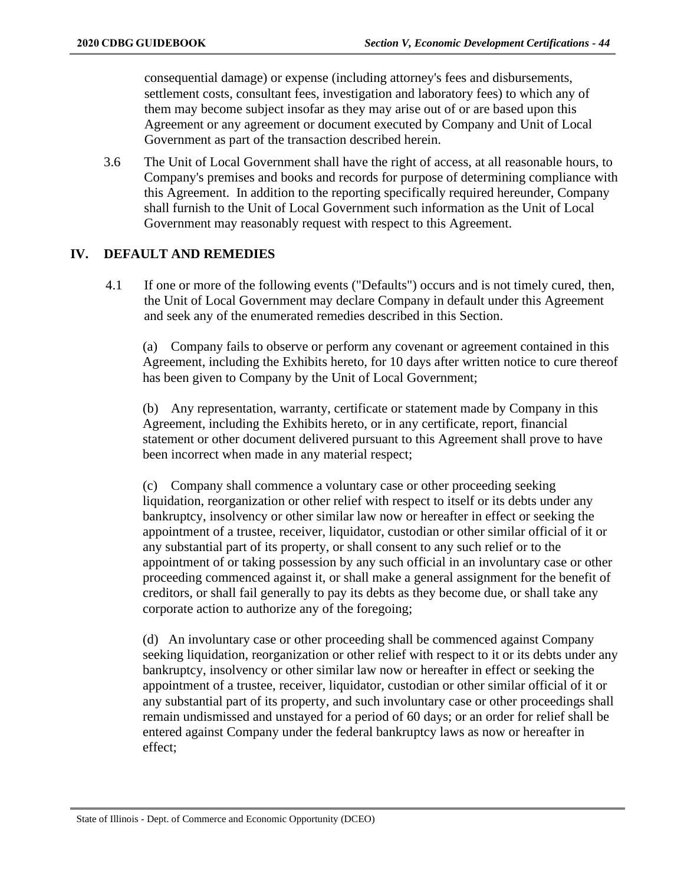consequential damage) or expense (including attorney's fees and disbursements, settlement costs, consultant fees, investigation and laboratory fees) to which any of them may become subject insofar as they may arise out of or are based upon this Agreement or any agreement or document executed by Company and Unit of Local Government as part of the transaction described herein.

3.6 The Unit of Local Government shall have the right of access, at all reasonable hours, to Company's premises and books and records for purpose of determining compliance with this Agreement. In addition to the reporting specifically required hereunder, Company shall furnish to the Unit of Local Government such information as the Unit of Local Government may reasonably request with respect to this Agreement.

## IV. DEFAULT AND REMEDIES

4.1 If one or more of the following events ("Defaults") occurs and is not timely cured, then, the Unit of Local Government may declare Company in default under this Agreement and seek any of the enumerated remedies described in this Section.

(a) Company fails to observe or perform any covenant or agreement contained in this Agreement, including the Exhibits hereto, for 10 days after written notice to cure thereof has been given to Company by the Unit of Local Government;

(b) Any representation, warranty, certificate or statement made by Company in this Agreement, including the Exhibits hereto, or in any certificate, report, financial statement or other document delivered pursuant to this Agreement shall prove to have been incorrect when made in any material respect;

(c) Company shall commence a voluntary case or other proceeding seeking liquidation, reorganization or other relief with respect to itself or its debts under any bankruptcy, insolvency or other similar law now or hereafter in effect or seeking the appointment of a trustee, receiver, liquidator, custodian or other similar official of it or any substantial part of its property, or shall consent to any such relief or to the appointment of or taking possession by any such official in an involuntary case or other proceeding commenced against it, or shall make a general assignment for the benefit of creditors, or shall fail generally to pay its debts as they become due, or shall take any corporate action to authorize any of the foregoing;

(d) An involuntary case or other proceeding shall be commenced against Company seeking liquidation, reorganization or other relief with respect to it or its debts under any bankruptcy, insolvency or other similar law now or hereafter in effect or seeking the appointment of a trustee, receiver, liquidator, custodian or other similar official of it or any substantial part of its property, and such involuntary case or other proceedings shall remain undismissed and unstayed for a period of 60 days; or an order for relief shall be entered against Company under the federal bankruptcy laws as now or hereafter in effect;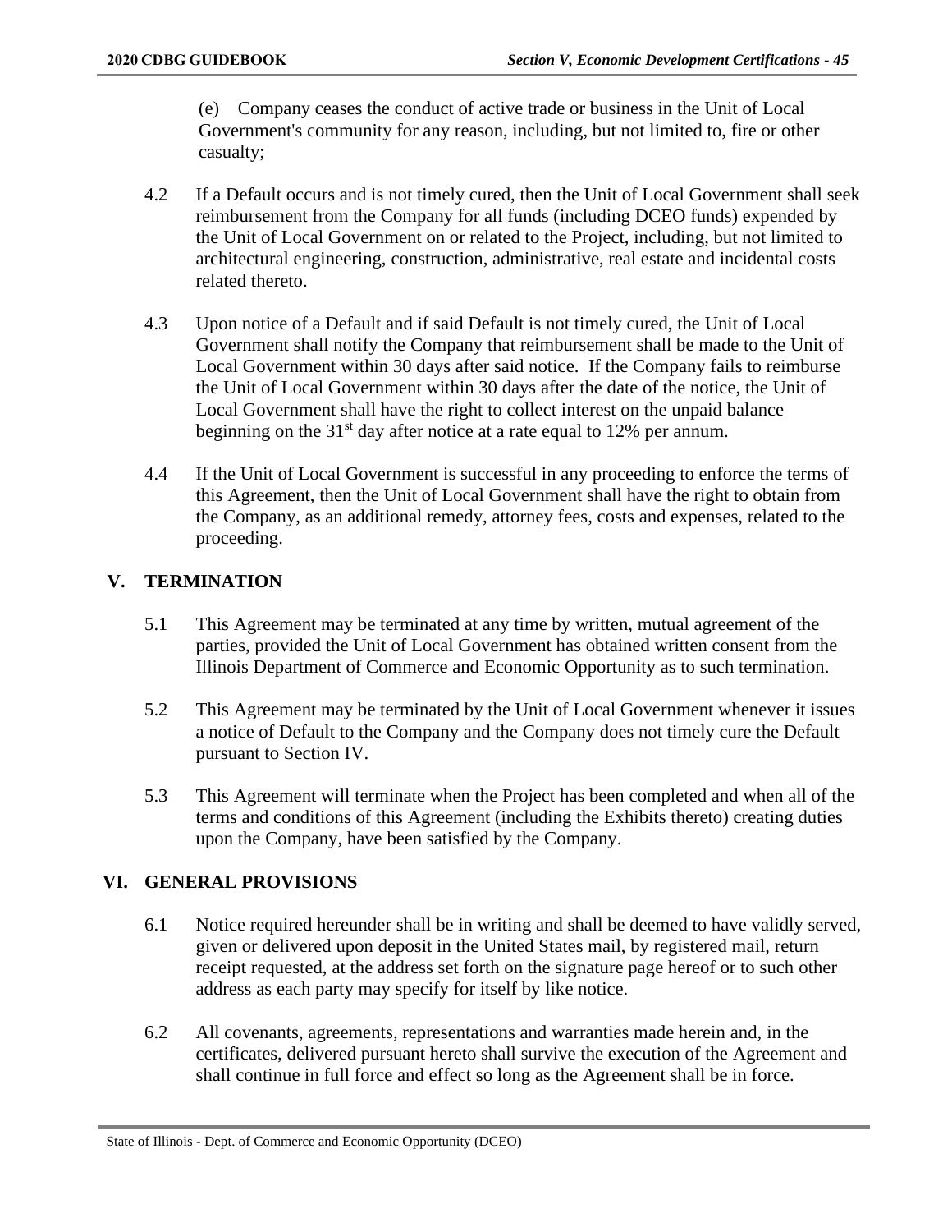(e) Company ceases the conduct of active trade or business in the Unit of Local Government's community for any reason, including, but not limited to, fire or other casualty;

4.2 If a Default occurs and is not timely cured, then the Unit of Local Government shall seek reimbursement from the Company for all funds (including DCEO funds) expended by the Unit of Local Government on or related to the Project, including, but not limited to architectural engineering, construction, administrative, real estate and incidental costs related thereto.

4.3 Upon notice of a Default and if said Default is not timely cured, the Unit of Local Government shall notify the Company that reimbursement shall be made to the Unit of Local Government within 30 days after said notice. If the Company fails to reimburse the Unit of Local Government within 30 days after the date of the notice, the Unit of Local Government shall have the right to collect interest on the unpaid balance beginning on the 31st day after notice at a rate equal to 12% per annum.

4.4 If the Unit of Local Government is successful in any proceeding to enforce the terms of this Agreement, then the Unit of Local Government shall have the right to obtain from the Company, as an additional remedy, attorney fees, costs and expenses, related to the proceeding.

## V. TERMINATION

5.1 This Agreement may be terminated at any time by written, mutual agreement of the parties, provided the Unit of Local Government has obtained written consent from the Illinois Department of Commerce and Economic Opportunity as to such termination.

5.2 This Agreement may be terminated by the Unit of Local Government whenever it issues a notice of Default to the Company and the Company does not timely cure the Default pursuant to Section IV.

5.3 This Agreement will terminate when the Project has been completed and when all of the terms and conditions of this Agreement (including the Exhibits thereto) creating duties upon the Company, have been satisfied by the Company.

## VI. GENERAL PROVISIONS

6.1 Notice required hereunder shall be in writing and shall be deemed to have validly served, given or delivered upon deposit in the United States mail, by registered mail, return receipt requested, at the address set forth on the signature page hereof or to such other address as each party may specify for itself by like notice.

6.2 All covenants, agreements, representations and warranties made herein and, in the certificates, delivered pursuant hereto shall survive the execution of the Agreement and shall continue in full force and effect so long as the Agreement shall be in force.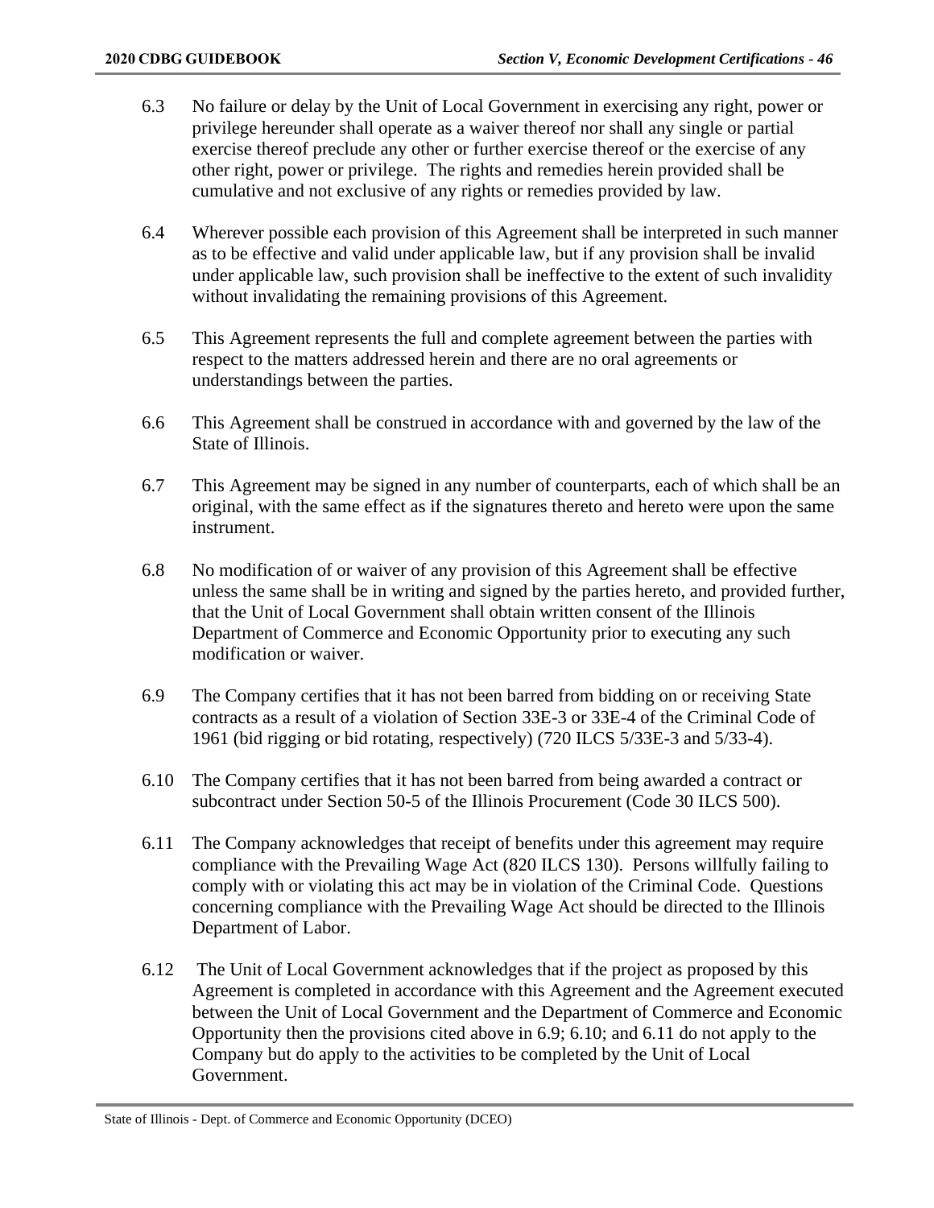6.3 No failure or delay by the Unit of Local Government in exercising any right, power or privilege hereunder shall operate as a waiver thereof nor shall any single or partial exercise thereof preclude any other or further exercise thereof or the exercise of any other right, power or privilege. The rights and remedies herein provided shall be cumulative and not exclusive of any rights or remedies provided by law.

6.4 Wherever possible each provision of this Agreement shall be interpreted in such manner as to be effective and valid under applicable law, but if any provision shall be invalid under applicable law, such provision shall be ineffective to the extent of such invalidity without invalidating the remaining provisions of this Agreement.

6.5 This Agreement represents the full and complete agreement between the parties with respect to the matters addressed herein and there are no oral agreements or understandings between the parties.

6.6 This Agreement shall be construed in accordance with and governed by the law of the State of Illinois.

6.7 This Agreement may be signed in any number of counterparts, each of which shall be an original, with the same effect as if the signatures thereto and hereto were upon the same instrument.

6.8 No modification of or waiver of any provision of this Agreement shall be effective unless the same shall be in writing and signed by the parties hereto, and provided further, that the Unit of Local Government shall obtain written consent of the Illinois Department of Commerce and Economic Opportunity prior to executing any such modification or waiver.

6.9 The Company certifies that it has not been barred from bidding on or receiving State contracts as a result of a violation of Section 33E-3 or 33E-4 of the Criminal Code of 1961 (bid rigging or bid rotating, respectively) (720 ILCS 5/33E-3 and 5/33-4).

6.10 The Company certifies that it has not been barred from being awarded a contract or subcontract under Section 50-5 of the Illinois Procurement (Code 30 ILCS 500).

6.11 The Company acknowledges that receipt of benefits under this agreement may require compliance with the Prevailing Wage Act (820 ILCS 130). Persons willfully failing to comply with or violating this act may be in violation of the Criminal Code. Questions concerning compliance with the Prevailing Wage Act should be directed to the Illinois Department of Labor.

6.12 The Unit of Local Government acknowledges that if the project as proposed by this Agreement is completed in accordance with this Agreement and the Agreement executed between the Unit of Local Government and the Department of Commerce and Economic Opportunity then the provisions cited above in 6.9; 6.10; and 6.11 do not apply to the Company but do apply to the activities to be completed by the Unit of Local Government.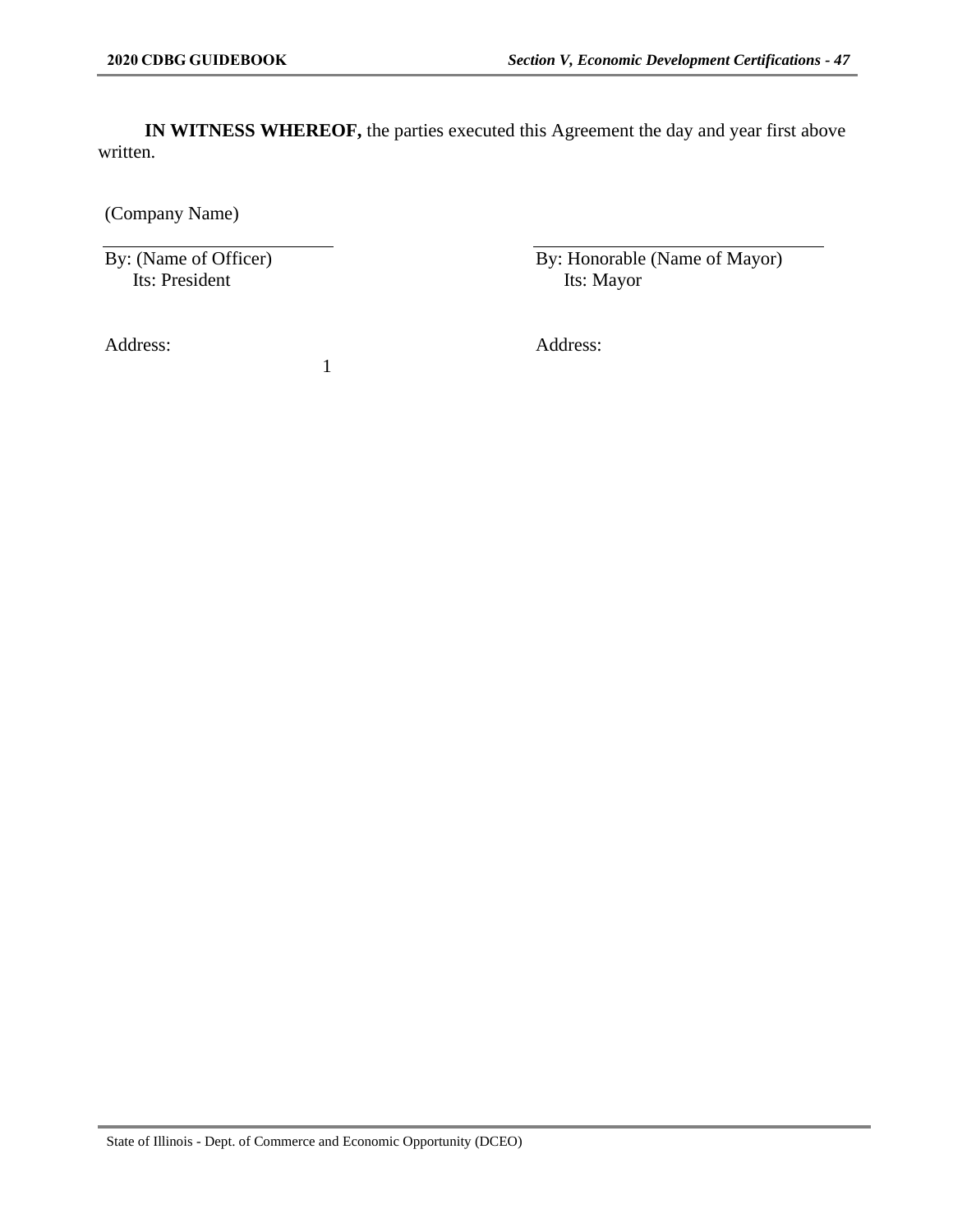**IN WITNESS WHEREOF,** the parties executed this Agreement the day and year first above written.

(Company Name)

| | |
|---|---|
| By: (Name of Officer)<br>Its: President | By: Honorable (Name of Mayor)<br>Its: Mayor |
| Address: | Address: |

1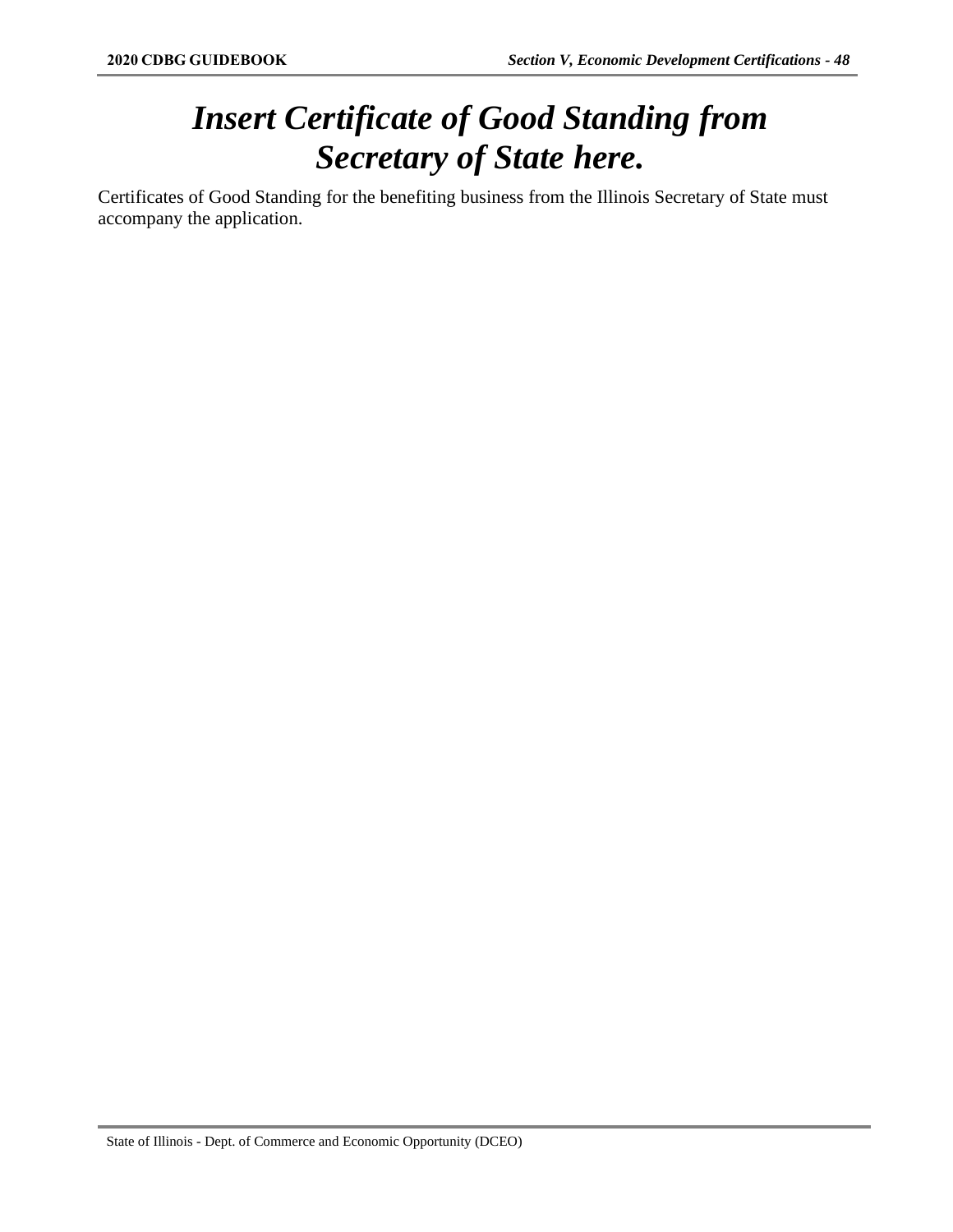# *Insert Certificate of Good Standing from Secretary of State here.*

Certificates of Good Standing for the benefiting business from the Illinois Secretary of State must accompany the application.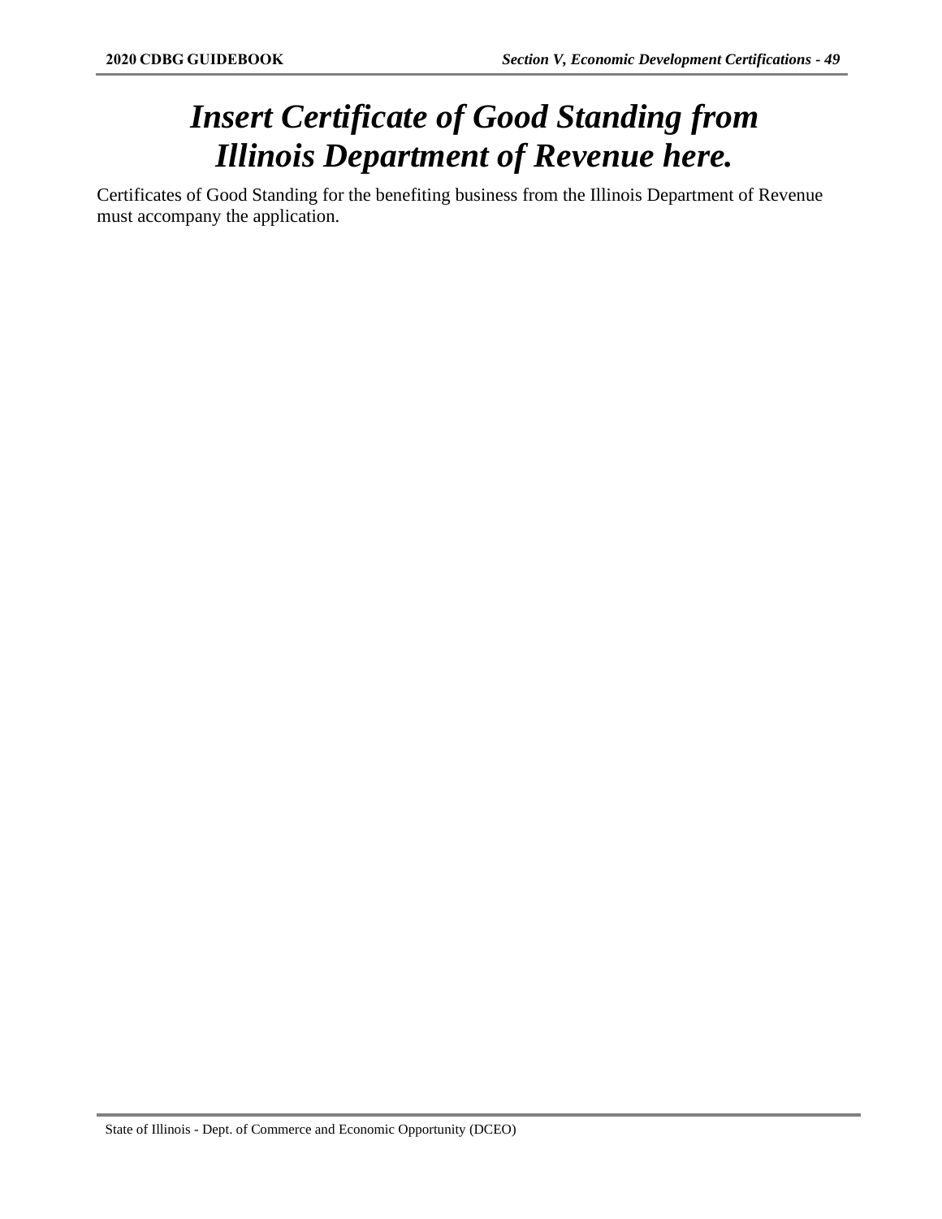# *Insert Certificate of Good Standing from Illinois Department of Revenue here.*

Certificates of Good Standing for the benefiting business from the Illinois Department of Revenue must accompany the application.